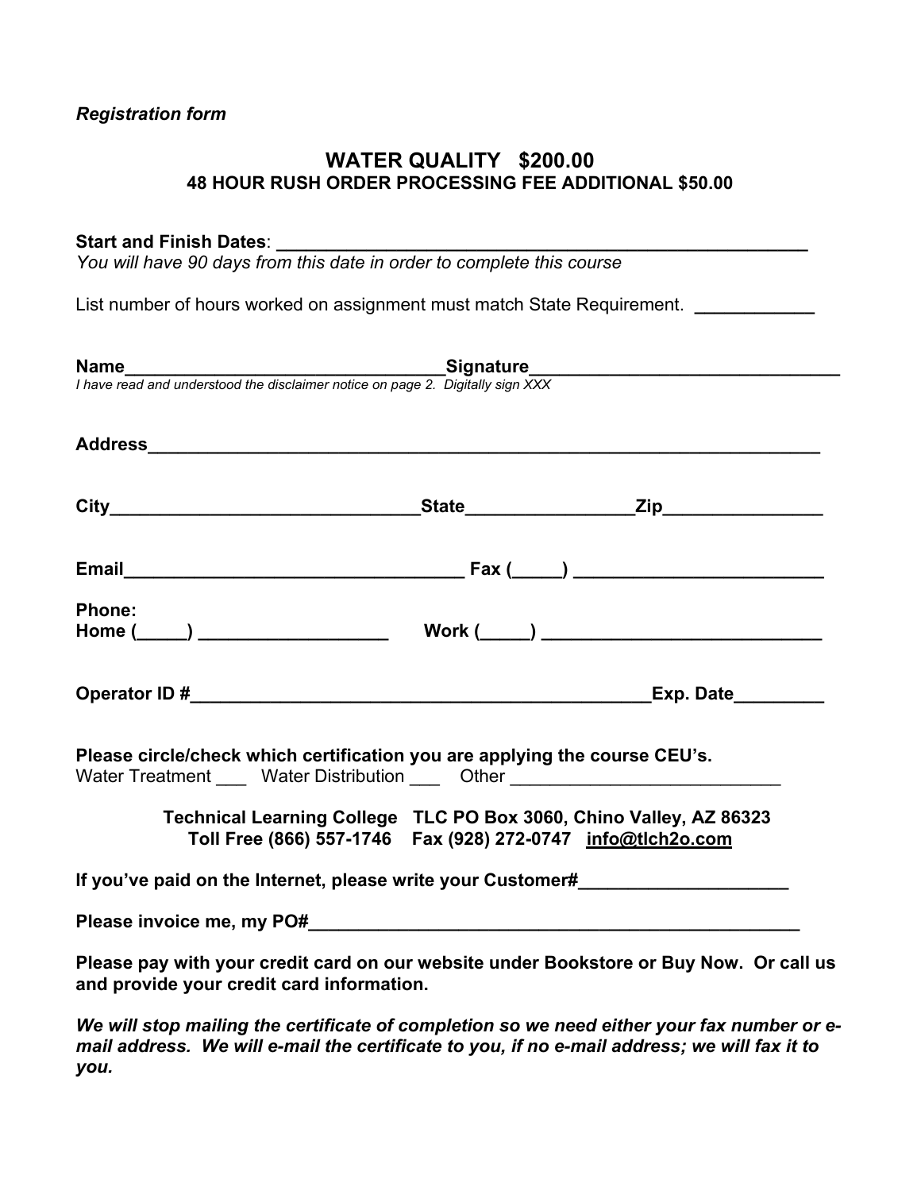*Registration form*

## WATER QUALITY $200.00

**48 HOUR RUSH ORDER PROCESSING FEE ADDITIONAL $50.00**

**Start and Finish Dates**: ______________________________________________________

*You will have 90 days from this date in order to complete this course*

List number of hours worked on assignment must match State Requirement. ___________

**Name**_______________________________**Signature**_____________________________

*I have read and understood the disclaimer notice on page 2. Digitally sign XXX*

**Address**_________________________________________________________________

**City**______________________________**State**_______________**Zip**_______________

**Email**_________________________________ **Fax (_____)** ________________________

**Phone:**

**Home (_____)** __________________ **Work (_____)** ___________________________

**Operator ID #**____________________________________________**Exp. Date**_________

**Please circle/check which certification you are applying the course CEU's.**

Water Treatment ___ Water Distribution ___ Other ___________________________

**Technical Learning College TLC PO Box 3060, Chino Valley, AZ 86323**

**Toll Free (866) 557-1746 Fax (928) 272-0747 info@tlch2o.com**

**If you've paid on the Internet, please write your Customer#**____________________

**Please invoice me, my PO#**________________________________________________

**Please pay with your credit card on our website under Bookstore or Buy Now. Or call us and provide your credit card information.**

***We will stop mailing the certificate of completion so we need either your fax number or e-mail address. We will e-mail the certificate to you, if no e-mail address; we will fax it to you.***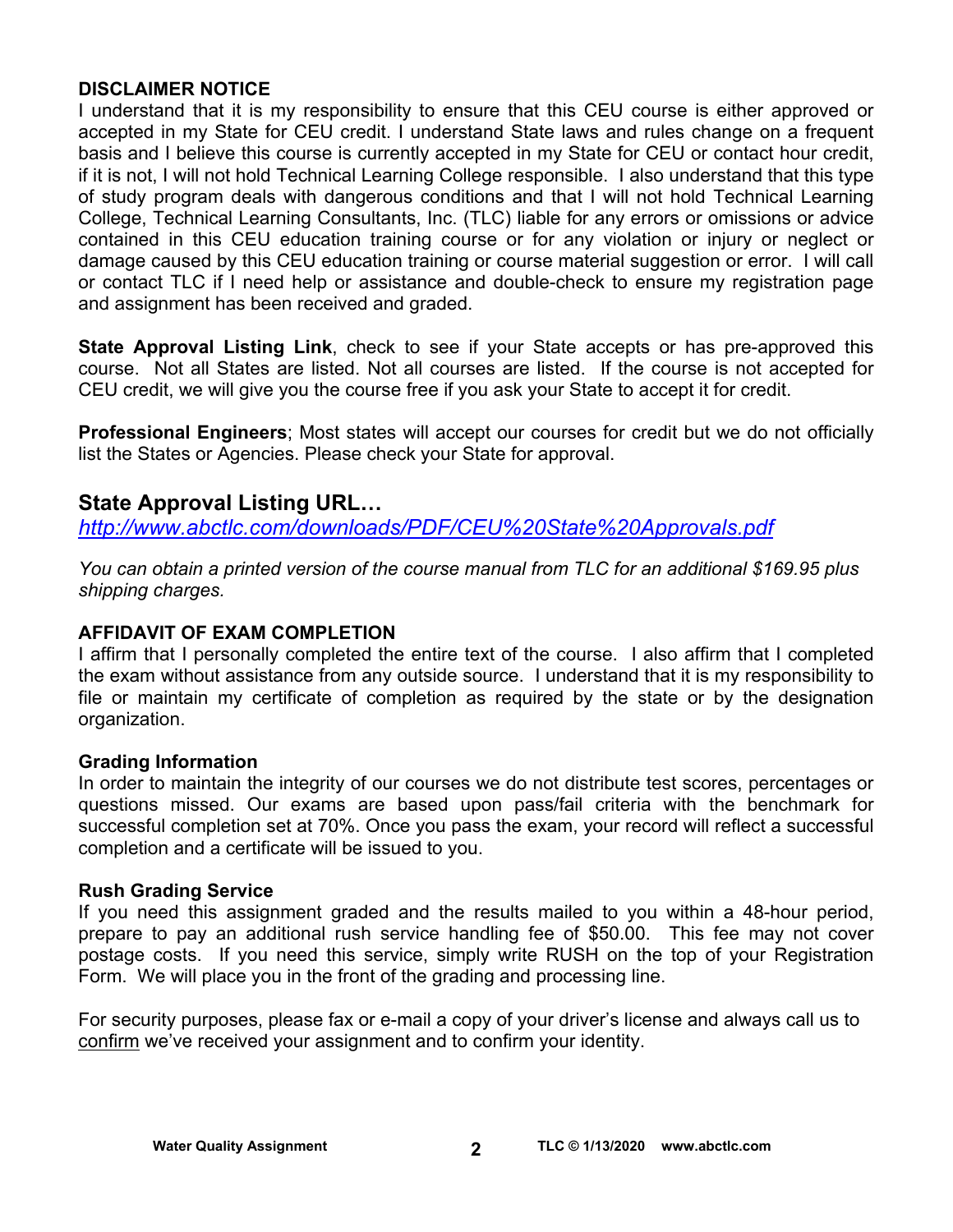**DISCLAIMER NOTICE**

I understand that it is my responsibility to ensure that this CEU course is either approved or accepted in my State for CEU credit. I understand State laws and rules change on a frequent basis and I believe this course is currently accepted in my State for CEU or contact hour credit, if it is not, I will not hold Technical Learning College responsible. I also understand that this type of study program deals with dangerous conditions and that I will not hold Technical Learning College, Technical Learning Consultants, Inc. (TLC) liable for any errors or omissions or advice contained in this CEU education training course or for any violation or injury or neglect or damage caused by this CEU education training or course material suggestion or error. I will call or contact TLC if I need help or assistance and double-check to ensure my registration page and assignment has been received and graded.

**State Approval Listing Link**, check to see if your State accepts or has pre-approved this course. Not all States are listed. Not all courses are listed. If the course is not accepted for CEU credit, we will give you the course free if you ask your State to accept it for credit.

**Professional Engineers**; Most states will accept our courses for credit but we do not officially list the States or Agencies. Please check your State for approval.

## State Approval Listing URL…

*http://www.abctlc.com/downloads/PDF/CEU%20State%20Approvals.pdf*

*You can obtain a printed version of the course manual from TLC for an additional $169.95 plus shipping charges.*

**AFFIDAVIT OF EXAM COMPLETION**

I affirm that I personally completed the entire text of the course. I also affirm that I completed the exam without assistance from any outside source. I understand that it is my responsibility to file or maintain my certificate of completion as required by the state or by the designation organization.

**Grading Information**

In order to maintain the integrity of our courses we do not distribute test scores, percentages or questions missed. Our exams are based upon pass/fail criteria with the benchmark for successful completion set at 70%. Once you pass the exam, your record will reflect a successful completion and a certificate will be issued to you.

**Rush Grading Service**

If you need this assignment graded and the results mailed to you within a 48-hour period, prepare to pay an additional rush service handling fee of $50.00. This fee may not cover postage costs. If you need this service, simply write RUSH on the top of your Registration Form. We will place you in the front of the grading and processing line.

For security purposes, please fax or e-mail a copy of your driver's license and always call us to confirm we've received your assignment and to confirm your identity.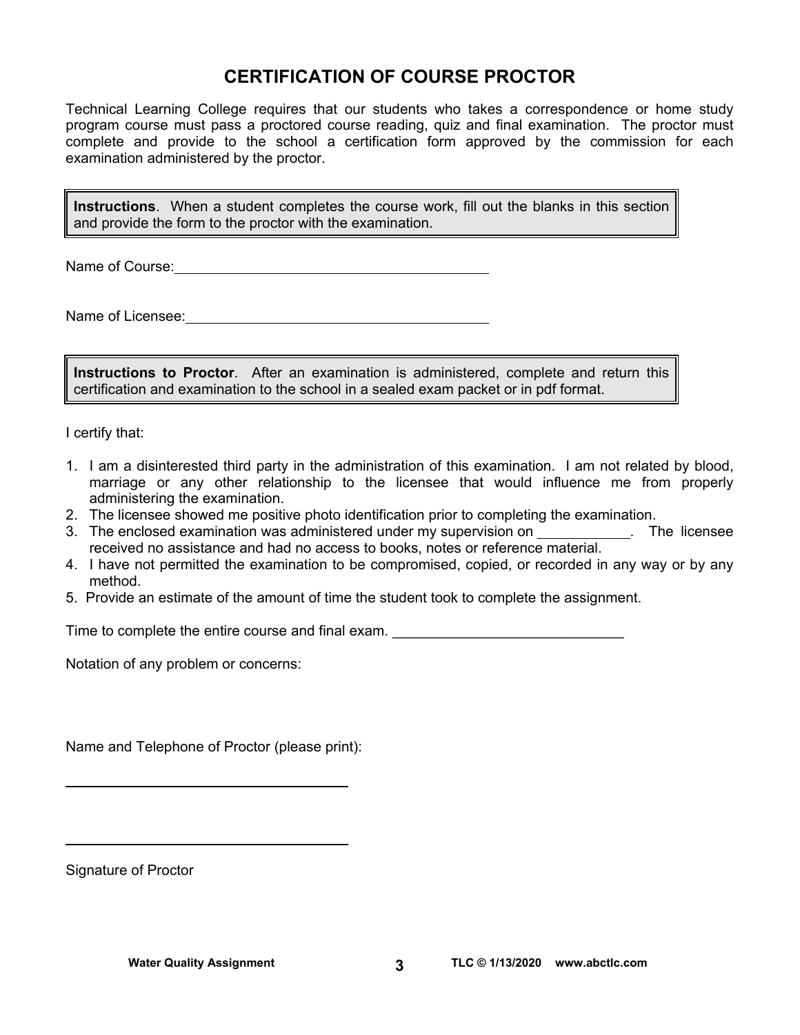# CERTIFICATION OF COURSE PROCTOR

Technical Learning College requires that our students who takes a correspondence or home study program course must pass a proctored course reading, quiz and final examination. The proctor must complete and provide to the school a certification form approved by the commission for each examination administered by the proctor.

**Instructions**. When a student completes the course work, fill out the blanks in this section and provide the form to the proctor with the examination.

Name of Course: ________________________________________

Name of Licensee: ______________________________________

**Instructions to Proctor**. After an examination is administered, complete and return this certification and examination to the school in a sealed exam packet or in pdf format.

I certify that:

1. I am a disinterested third party in the administration of this examination. I am not related by blood, marriage or any other relationship to the licensee that would influence me from properly administering the examination.
2. The licensee showed me positive photo identification prior to completing the examination.
3. The enclosed examination was administered under my supervision on ___________. The licensee received no assistance and had no access to books, notes or reference material.
4. I have not permitted the examination to be compromised, copied, or recorded in any way or by any method.
5. Provide an estimate of the amount of time the student took to complete the assignment.

Time to complete the entire course and final exam. _____________________________

Notation of any problem or concerns:

Name and Telephone of Proctor (please print):

_____________________________________

_____________________________________

Signature of Proctor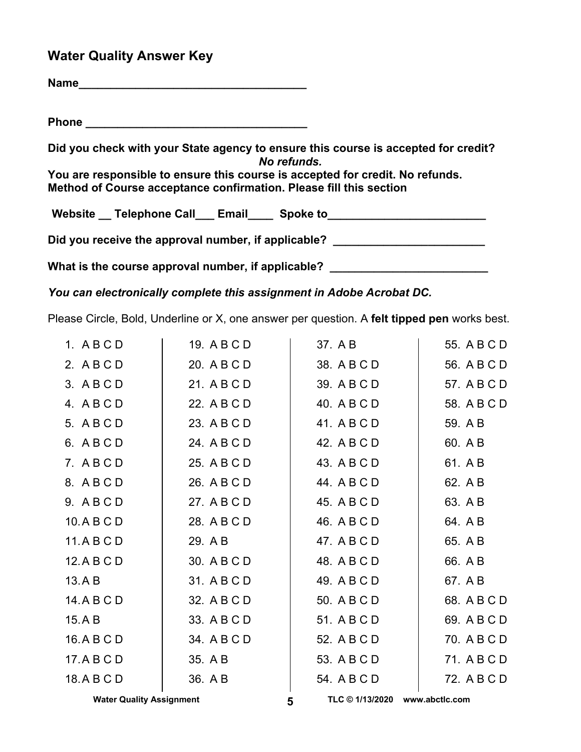## Water Quality Answer Key

**Name___________________________________**

**Phone ___________________________________**

**Did you check with your State agency to ensure this course is accepted for credit?**
***No refunds.***
**You are responsible to ensure this course is accepted for credit. No refunds.**
**Method of Course acceptance confirmation. Please fill this section**

**Website __ Telephone Call___ Email____ Spoke to_________________________**

**Did you receive the approval number, if applicable? ________________________**

**What is the course approval number, if applicable? _________________________**

***You can electronically complete this assignment in Adobe Acrobat DC.***

Please Circle, Bold, Underline or X, one answer per question. A **felt tipped pen** works best.

| | | | |
|---|---|---|---|
| 1. A B C D | 19. A B C D | 37. A B | 55. A B C D |
| 2. A B C D | 20. A B C D | 38. A B C D | 56. A B C D |
| 3. A B C D | 21. A B C D | 39. A B C D | 57. A B C D |
| 4. A B C D | 22. A B C D | 40. A B C D | 58. A B C D |
| 5. A B C D | 23. A B C D | 41. A B C D | 59. A B |
| 6. A B C D | 24. A B C D | 42. A B C D | 60. A B |
| 7. A B C D | 25. A B C D | 43. A B C D | 61. A B |
| 8. A B C D | 26. A B C D | 44. A B C D | 62. A B |
| 9. A B C D | 27. A B C D | 45. A B C D | 63. A B |
| 10. A B C D | 28. A B C D | 46. A B C D | 64. A B |
| 11. A B C D | 29. A B | 47. A B C D | 65. A B |
| 12. A B C D | 30. A B C D | 48. A B C D | 66. A B |
| 13. A B | 31. A B C D | 49. A B C D | 67. A B |
| 14. A B C D | 32. A B C D | 50. A B C D | 68. A B C D |
| 15. A B | 33. A B C D | 51. A B C D | 69. A B C D |
| 16. A B C D | 34. A B C D | 52. A B C D | 70. A B C D |
| 17. A B C D | 35. A B | 53. A B C D | 71. A B C D |
| 18. A B C D | 36. A B | 54. A B C D | 72. A B C D |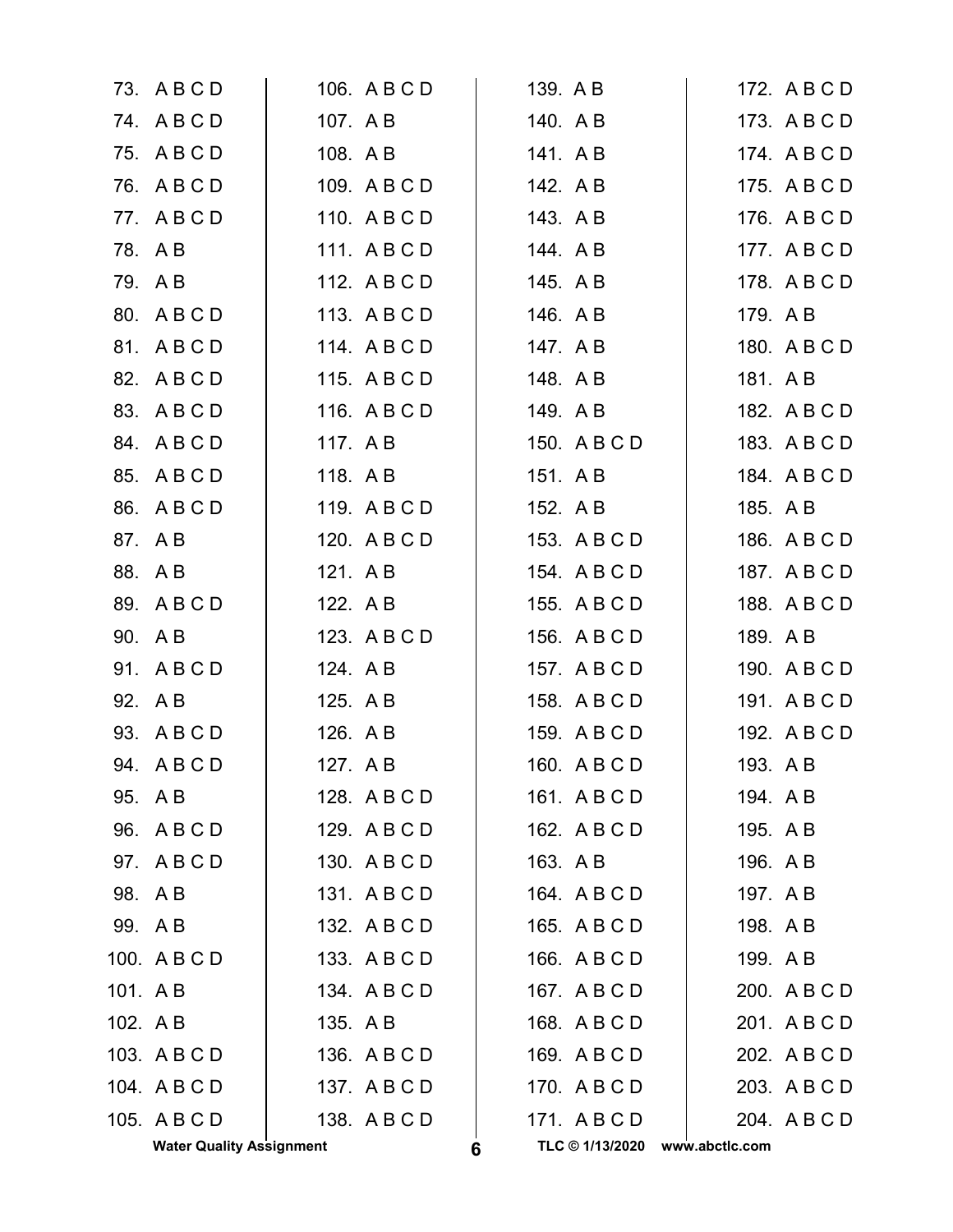73. A B C D
74. A B C D
75. A B C D
76. A B C D
77. A B C D
78. A B
79. A B
80. A B C D
81. A B C D
82. A B C D
83. A B C D
84. A B C D
85. A B C D
86. A B C D
87. A B
88. A B
89. A B C D
90. A B
91. A B C D
92. A B
93. A B C D
94. A B C D
95. A B
96. A B C D
97. A B C D
98. A B
99. A B
100. A B C D
101. A B
102. A B
103. A B C D
104. A B C D
105. A B C D
106. A B C D
107. A B
108. A B
109. A B C D
110. A B C D
111. A B C D
112. A B C D
113. A B C D
114. A B C D
115. A B C D
116. A B C D
117. A B
118. A B
119. A B C D
120. A B C D
121. A B
122. A B
123. A B C D
124. A B
125. A B
126. A B
127. A B
128. A B C D
129. A B C D
130. A B C D
131. A B C D
132. A B C D
133. A B C D
134. A B C D
135. A B
136. A B C D
137. A B C D
138. A B C D
139. A B
140. A B
141. A B
142. A B
143. A B
144. A B
145. A B
146. A B
147. A B
148. A B
149. A B
150. A B C D
151. A B
152. A B
153. A B C D
154. A B C D
155. A B C D
156. A B C D
157. A B C D
158. A B C D
159. A B C D
160. A B C D
161. A B C D
162. A B C D
163. A B
164. A B C D
165. A B C D
166. A B C D
167. A B C D
168. A B C D
169. A B C D
170. A B C D
171. A B C D
172. A B C D
173. A B C D
174. A B C D
175. A B C D
176. A B C D
177. A B C D
178. A B C D
179. A B
180. A B C D
181. A B
182. A B C D
183. A B C D
184. A B C D
185. A B
186. A B C D
187. A B C D
188. A B C D
189. A B
190. A B C D
191. A B C D
192. A B C D
193. A B
194. A B
195. A B
196. A B
197. A B
198. A B
199. A B
200. A B C D
201. A B C D
202. A B C D
203. A B C D
204. A B C D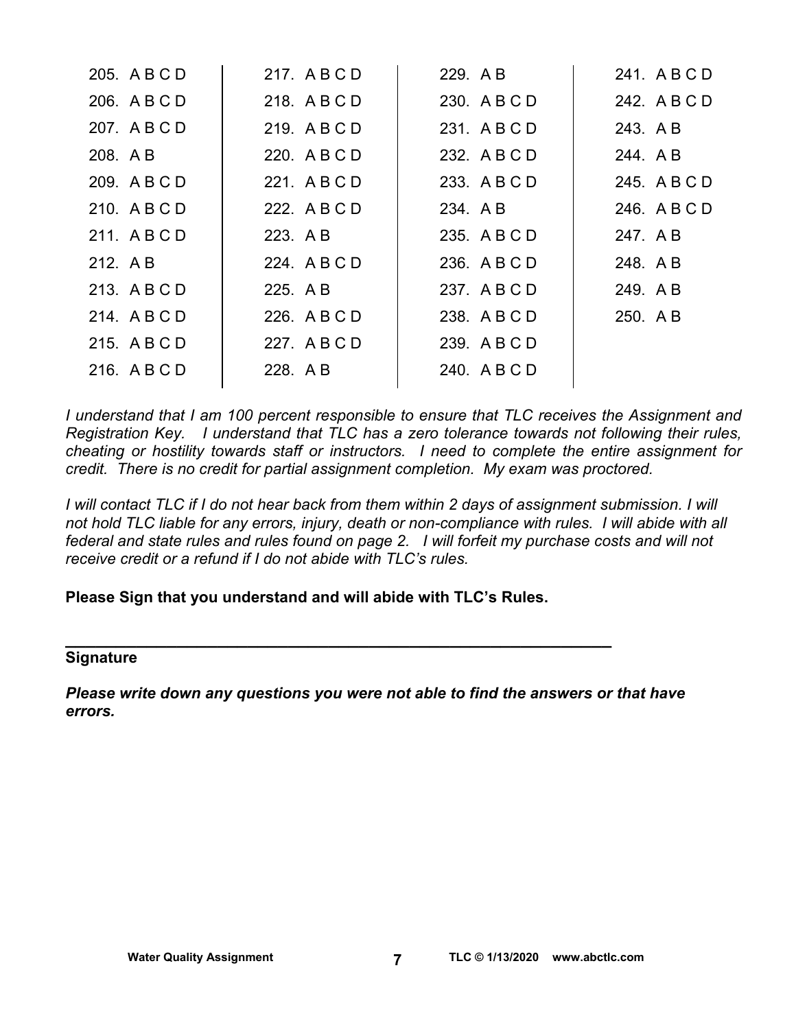| | | | |
|---|---|---|---|
| 205. A B C D | 217. A B C D | 229. A B | 241. A B C D |
| 206. A B C D | 218. A B C D | 230. A B C D | 242. A B C D |
| 207. A B C D | 219. A B C D | 231. A B C D | 243. A B |
| 208. A B | 220. A B C D | 232. A B C D | 244. A B |
| 209. A B C D | 221. A B C D | 233. A B C D | 245. A B C D |
| 210. A B C D | 222. A B C D | 234. A B | 246. A B C D |
| 211. A B C D | 223. A B | 235. A B C D | 247. A B |
| 212. A B | 224. A B C D | 236. A B C D | 248. A B |
| 213. A B C D | 225. A B | 237. A B C D | 249. A B |
| 214. A B C D | 226. A B C D | 238. A B C D | 250. A B |
| 215. A B C D | 227. A B C D | 239. A B C D | |
| 216. A B C D | 228. A B | 240. A B C D | |

*I understand that I am 100 percent responsible to ensure that TLC receives the Assignment and Registration Key. I understand that TLC has a zero tolerance towards not following their rules, cheating or hostility towards staff or instructors. I need to complete the entire assignment for credit. There is no credit for partial assignment completion. My exam was proctored.*

*I will contact TLC if I do not hear back from them within 2 days of assignment submission. I will not hold TLC liable for any errors, injury, death or non-compliance with rules. I will abide with all federal and state rules and rules found on page 2. I will forfeit my purchase costs and will not receive credit or a refund if I do not abide with TLC's rules.*

**Please Sign that you understand and will abide with TLC's Rules.**

_________________________________________________________________

**Signature**

***Please write down any questions you were not able to find the answers or that have errors.***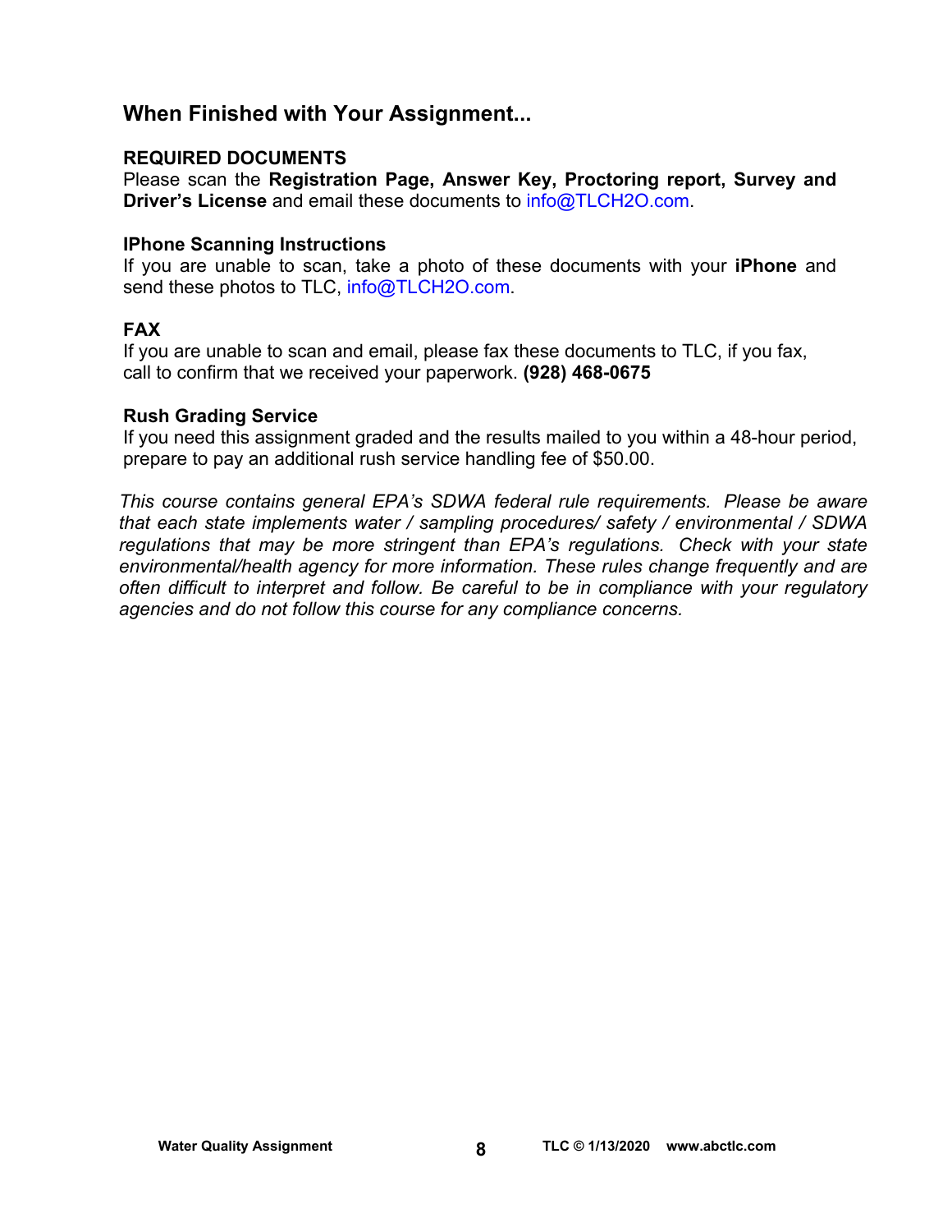## When Finished with Your Assignment...

**REQUIRED DOCUMENTS**
Please scan the **Registration Page, Answer Key, Proctoring report, Survey and Driver's License** and email these documents to info@TLCH2O.com.

**IPhone Scanning Instructions**
If you are unable to scan, take a photo of these documents with your **iPhone** and send these photos to TLC, info@TLCH2O.com.

**FAX**
If you are unable to scan and email, please fax these documents to TLC, if you fax, call to confirm that we received your paperwork. **(928) 468-0675**

**Rush Grading Service**
If you need this assignment graded and the results mailed to you within a 48-hour period, prepare to pay an additional rush service handling fee of $50.00.

*This course contains general EPA's SDWA federal rule requirements. Please be aware that each state implements water / sampling procedures/ safety / environmental / SDWA regulations that may be more stringent than EPA's regulations. Check with your state environmental/health agency for more information. These rules change frequently and are often difficult to interpret and follow. Be careful to be in compliance with your regulatory agencies and do not follow this course for any compliance concerns.*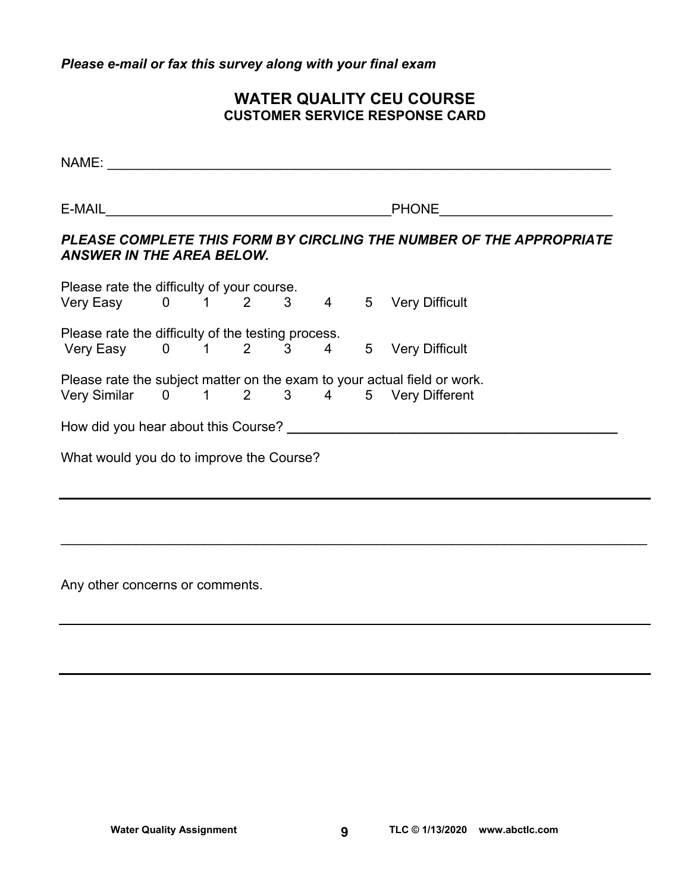*Please e-mail or fax this survey along with your final exam*

## WATER QUALITY CEU COURSE
### CUSTOMER SERVICE RESPONSE CARD

NAME: ___________________________________________________________________

E-MAIL_____________________________________PHONE_____________________

***PLEASE COMPLETE THIS FORM BY CIRCLING THE NUMBER OF THE APPROPRIATE ANSWER IN THE AREA BELOW.***

Please rate the difficulty of your course.
Very Easy 0 1 2 3 4 5 Very Difficult

Please rate the difficulty of the testing process.
Very Easy 0 1 2 3 4 5 Very Difficult

Please rate the subject matter on the exam to your actual field or work.
Very Similar 0 1 2 3 4 5 Very Different

How did you hear about this Course? ________________________________________

What would you do to improve the Course?

_____________________________________________________________________________

_____________________________________________________________________________

Any other concerns or comments.

_____________________________________________________________________________

_____________________________________________________________________________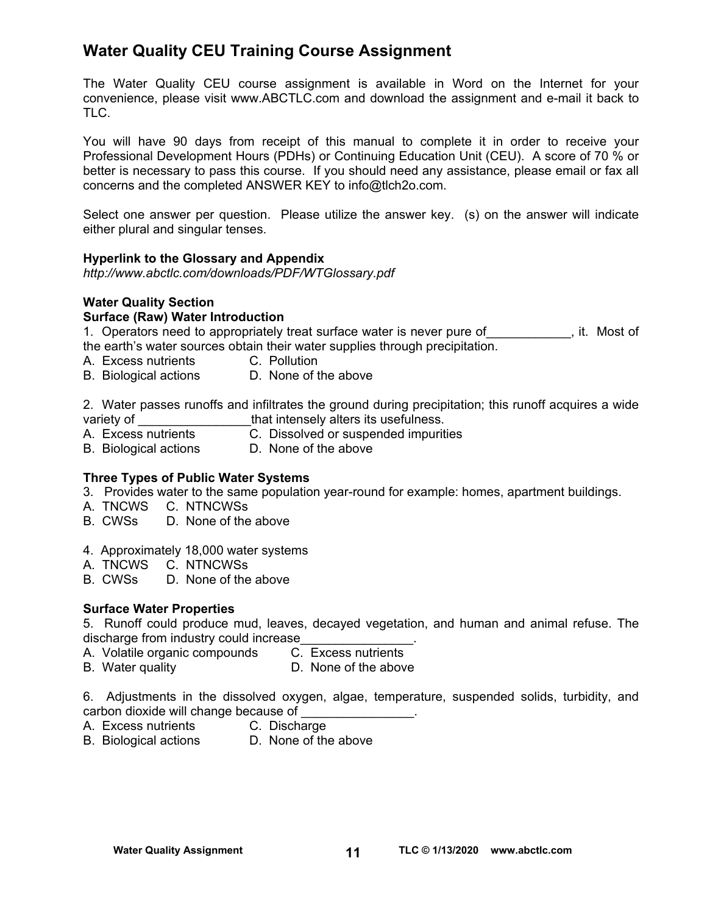## Water Quality CEU Training Course Assignment

The Water Quality CEU course assignment is available in Word on the Internet for your convenience, please visit www.ABCTLC.com and download the assignment and e-mail it back to TLC.

You will have 90 days from receipt of this manual to complete it in order to receive your Professional Development Hours (PDHs) or Continuing Education Unit (CEU). A score of 70 % or better is necessary to pass this course. If you should need any assistance, please email or fax all concerns and the completed ANSWER KEY to info@tlch2o.com.

Select one answer per question. Please utilize the answer key. (s) on the answer will indicate either plural and singular tenses.

**Hyperlink to the Glossary and Appendix**
*http://www.abctlc.com/downloads/PDF/WTGlossary.pdf*

**Water Quality Section**
**Surface (Raw) Water Introduction**

1. Operators need to appropriately treat surface water is never pure of____________, it. Most of the earth's water sources obtain their water supplies through precipitation.
A. Excess nutrients
B. Biological actions
C. Pollution
D. None of the above

2. Water passes runoffs and infiltrates the ground during precipitation; this runoff acquires a wide variety of ________________that intensely alters its usefulness.
A. Excess nutrients
B. Biological actions
C. Dissolved or suspended impurities
D. None of the above

**Three Types of Public Water Systems**

3. Provides water to the same population year-round for example: homes, apartment buildings.
A. TNCWS
B. CWSs
C. NTNCWSs
D. None of the above

4. Approximately 18,000 water systems
A. TNCWS
B. CWSs
C. NTNCWSs
D. None of the above

**Surface Water Properties**

5. Runoff could produce mud, leaves, decayed vegetation, and human and animal refuse. The discharge from industry could increase________________.
A. Volatile organic compounds
B. Water quality
C. Excess nutrients
D. None of the above

6. Adjustments in the dissolved oxygen, algae, temperature, suspended solids, turbidity, and carbon dioxide will change because of ________________.
A. Excess nutrients
B. Biological actions
C. Discharge
D. None of the above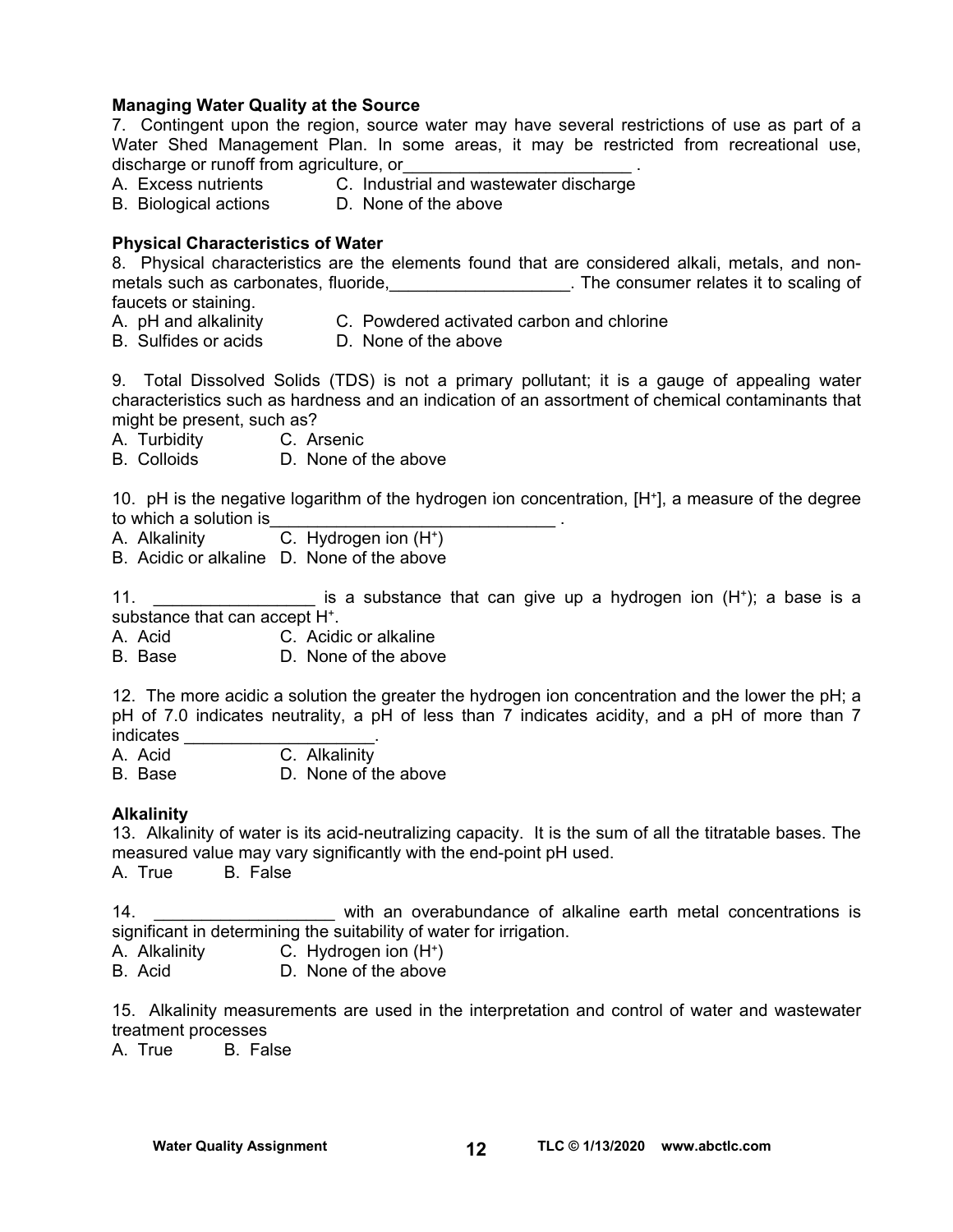**Managing Water Quality at the Source**

7. Contingent upon the region, source water may have several restrictions of use as part of a Water Shed Management Plan. In some areas, it may be restricted from recreational use, discharge or runoff from agriculture, or________________________ .

A. Excess nutrients
B. Biological actions
C. Industrial and wastewater discharge
D. None of the above

**Physical Characteristics of Water**

8. Physical characteristics are the elements found that are considered alkali, metals, and non-metals such as carbonates, fluoride,___________________. The consumer relates it to scaling of faucets or staining.

A. pH and alkalinity
B. Sulfides or acids
C. Powdered activated carbon and chlorine
D. None of the above

9. Total Dissolved Solids (TDS) is not a primary pollutant; it is a gauge of appealing water characteristics such as hardness and an indication of an assortment of chemical contaminants that might be present, such as?

A. Turbidity
B. Colloids
C. Arsenic
D. None of the above

10. pH is the negative logarithm of the hydrogen ion concentration, $[H^+]$, a measure of the degree to which a solution is______________________________ .

A. Alkalinity
B. Acidic or alkaline
C. Hydrogen ion ($H^+$)
D. None of the above

11. _________________ is a substance that can give up a hydrogen ion ($H^+$); a base is a substance that can accept $H^+$.

A. Acid
B. Base
C. Acidic or alkaline
D. None of the above

12. The more acidic a solution the greater the hydrogen ion concentration and the lower the pH; a pH of 7.0 indicates neutrality, a pH of less than 7 indicates acidity, and a pH of more than 7 indicates ____________________.

A. Acid
B. Base
C. Alkalinity
D. None of the above

**Alkalinity**

13. Alkalinity of water is its acid-neutralizing capacity. It is the sum of all the titratable bases. The measured value may vary significantly with the end-point pH used.

A. True
B. False

14. ___________________ with an overabundance of alkaline earth metal concentrations is significant in determining the suitability of water for irrigation.

A. Alkalinity
B. Acid
C. Hydrogen ion ($H^+$)
D. None of the above

15. Alkalinity measurements are used in the interpretation and control of water and wastewater treatment processes

A. True
B. False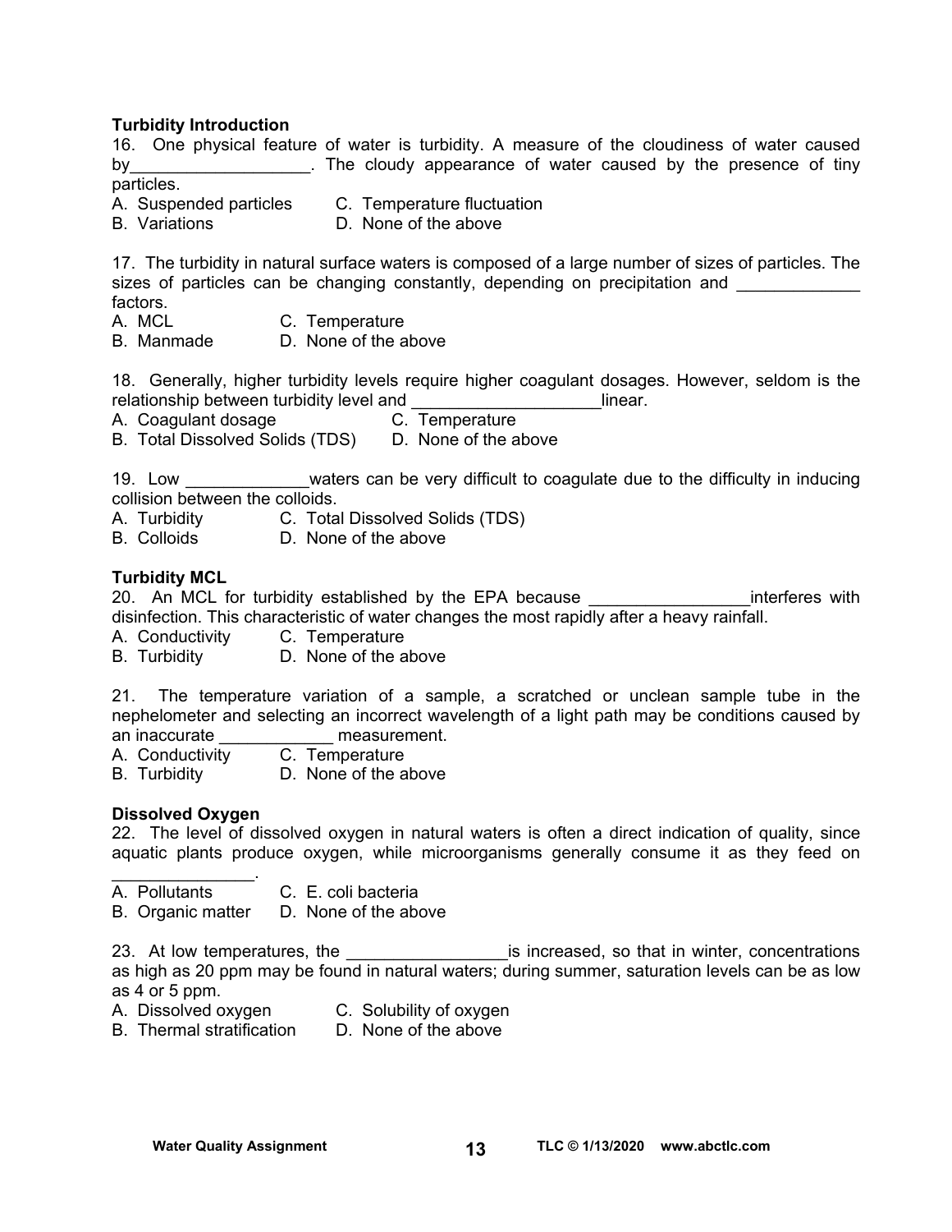**Turbidity Introduction**

16. One physical feature of water is turbidity. A measure of the cloudiness of water caused by___________________. The cloudy appearance of water caused by the presence of tiny particles.

A. Suspended particles  C. Temperature fluctuation
B. Variations  D. None of the above

17. The turbidity in natural surface waters is composed of a large number of sizes of particles. The sizes of particles can be changing constantly, depending on precipitation and _____________ factors.

A. MCL  C. Temperature
B. Manmade  D. None of the above

18. Generally, higher turbidity levels require higher coagulant dosages. However, seldom is the relationship between turbidity level and ____________________linear.

A. Coagulant dosage  C. Temperature
B. Total Dissolved Solids (TDS)  D. None of the above

19. Low _____________waters can be very difficult to coagulate due to the difficulty in inducing collision between the colloids.

A. Turbidity  C. Total Dissolved Solids (TDS)
B. Colloids  D. None of the above

**Turbidity MCL**

20. An MCL for turbidity established by the EPA because _________________interferes with disinfection. This characteristic of water changes the most rapidly after a heavy rainfall.

A. Conductivity  C. Temperature
B. Turbidity  D. None of the above

21. The temperature variation of a sample, a scratched or unclean sample tube in the nephelometer and selecting an incorrect wavelength of a light path may be conditions caused by an inaccurate ____________ measurement.

A. Conductivity  C. Temperature
B. Turbidity  D. None of the above

**Dissolved Oxygen**

22. The level of dissolved oxygen in natural waters is often a direct indication of quality, since aquatic plants produce oxygen, while microorganisms generally consume it as they feed on _______________.

A. Pollutants  C. E. coli bacteria
B. Organic matter  D. None of the above

23. At low temperatures, the _________________is increased, so that in winter, concentrations as high as 20 ppm may be found in natural waters; during summer, saturation levels can be as low as 4 or 5 ppm.

A. Dissolved oxygen  C. Solubility of oxygen
B. Thermal stratification  D. None of the above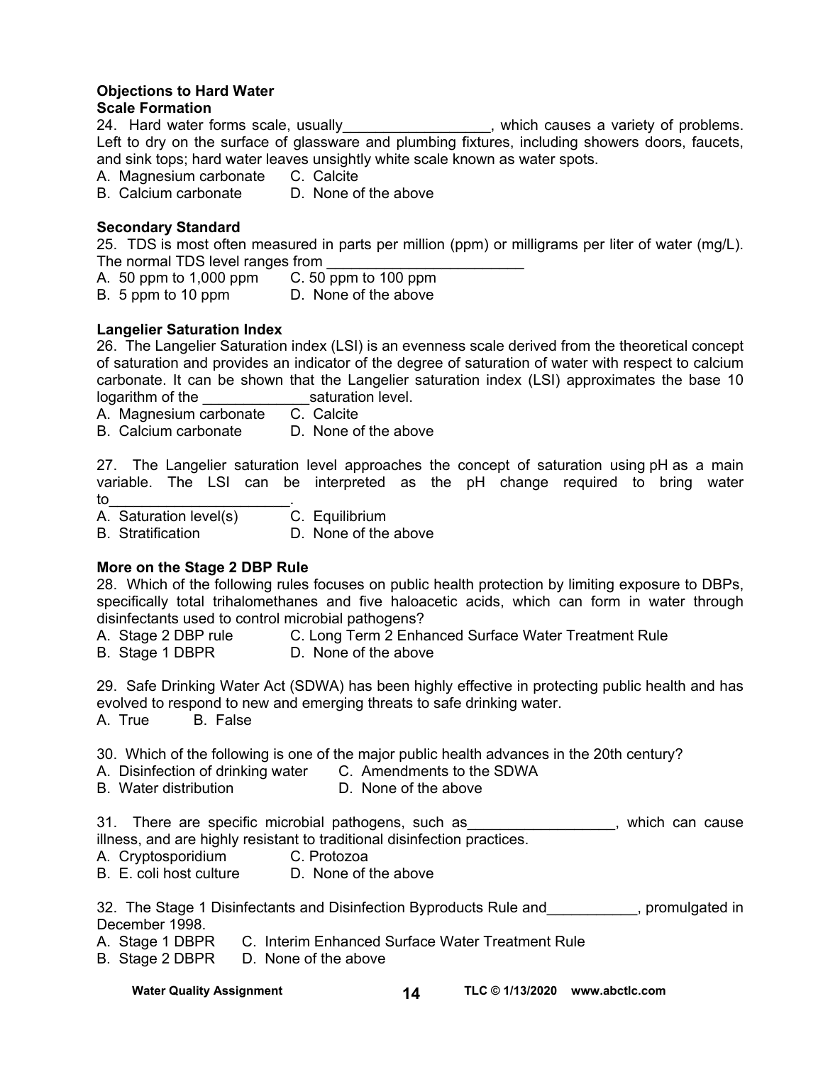**Objections to Hard Water**
**Scale Formation**

24. Hard water forms scale, usually__________________, which causes a variety of problems. Left to dry on the surface of glassware and plumbing fixtures, including showers doors, faucets, and sink tops; hard water leaves unsightly white scale known as water spots.

A. Magnesium carbonate    C. Calcite
B. Calcium carbonate    D. None of the above

**Secondary Standard**

25. TDS is most often measured in parts per million (ppm) or milligrams per liter of water (mg/L). The normal TDS level ranges from ________________________

A. 50 ppm to 1,000 ppm    C. 50 ppm to 100 ppm
B. 5 ppm to 10 ppm    D. None of the above

**Langelier Saturation Index**

26. The Langelier Saturation index (LSI) is an evenness scale derived from the theoretical concept of saturation and provides an indicator of the degree of saturation of water with respect to calcium carbonate. It can be shown that the Langelier saturation index (LSI) approximates the base 10 logarithm of the _____________saturation level.

A. Magnesium carbonate    C. Calcite
B. Calcium carbonate    D. None of the above

27. The Langelier saturation level approaches the concept of saturation using pH as a main variable. The LSI can be interpreted as the pH change required to bring water to______________________.

A. Saturation level(s)    C. Equilibrium
B. Stratification    D. None of the above

**More on the Stage 2 DBP Rule**

28. Which of the following rules focuses on public health protection by limiting exposure to DBPs, specifically total trihalomethanes and five haloacetic acids, which can form in water through disinfectants used to control microbial pathogens?

A. Stage 2 DBP rule    C. Long Term 2 Enhanced Surface Water Treatment Rule
B. Stage 1 DBPR    D. None of the above

29. Safe Drinking Water Act (SDWA) has been highly effective in protecting public health and has evolved to respond to new and emerging threats to safe drinking water.

A. True    B. False

30. Which of the following is one of the major public health advances in the 20th century?

A. Disinfection of drinking water    C. Amendments to the SDWA
B. Water distribution    D. None of the above

31. There are specific microbial pathogens, such as__________________, which can cause illness, and are highly resistant to traditional disinfection practices.

A. Cryptosporidium    C. Protozoa
B. E. coli host culture    D. None of the above

32. The Stage 1 Disinfectants and Disinfection Byproducts Rule and___________, promulgated in December 1998.

A. Stage 1 DBPR    C. Interim Enhanced Surface Water Treatment Rule
B. Stage 2 DBPR    D. None of the above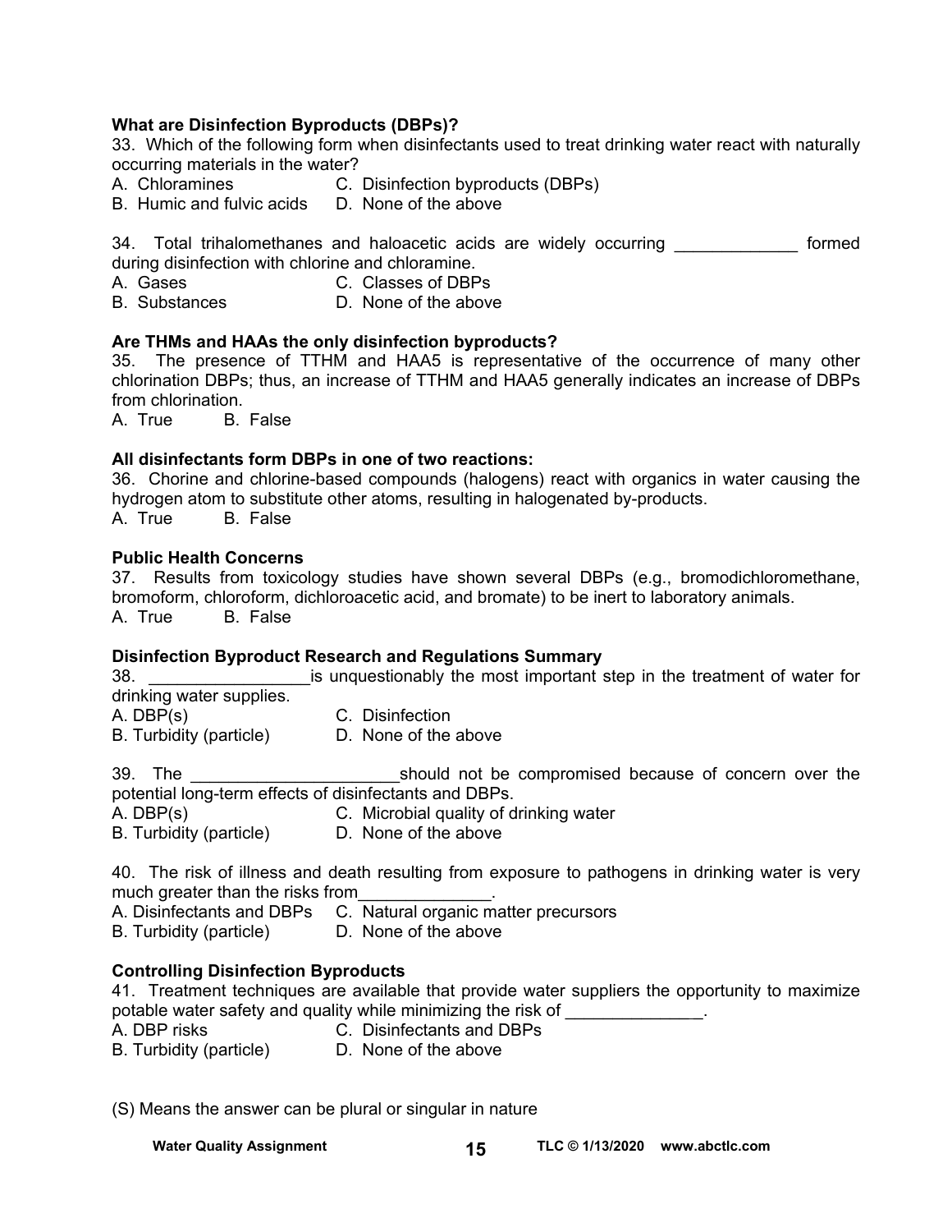**What are Disinfection Byproducts (DBPs)?**

33. Which of the following form when disinfectants used to treat drinking water react with naturally occurring materials in the water?

A. Chloramines C. Disinfection byproducts (DBPs)
B. Humic and fulvic acids D. None of the above

34. Total trihalomethanes and haloacetic acids are widely occurring _____________ formed during disinfection with chlorine and chloramine.

A. Gases C. Classes of DBPs
B. Substances D. None of the above

**Are THMs and HAAs the only disinfection byproducts?**

35. The presence of TTHM and HAA5 is representative of the occurrence of many other chlorination DBPs; thus, an increase of TTHM and HAA5 generally indicates an increase of DBPs from chlorination.

A. True B. False

**All disinfectants form DBPs in one of two reactions:**

36. Chorine and chlorine-based compounds (halogens) react with organics in water causing the hydrogen atom to substitute other atoms, resulting in halogenated by-products.

A. True B. False

**Public Health Concerns**

37. Results from toxicology studies have shown several DBPs (e.g., bromodichloromethane, bromoform, chloroform, dichloroacetic acid, and bromate) to be inert to laboratory animals.

A. True B. False

**Disinfection Byproduct Research and Regulations Summary**

38. _________________is unquestionably the most important step in the treatment of water for drinking water supplies.

A. DBP(s) C. Disinfection
B. Turbidity (particle) D. None of the above

39. The ______________________should not be compromised because of concern over the potential long-term effects of disinfectants and DBPs.

A. DBP(s) C. Microbial quality of drinking water
B. Turbidity (particle) D. None of the above

40. The risk of illness and death resulting from exposure to pathogens in drinking water is very much greater than the risks from______________.

A. Disinfectants and DBPs C. Natural organic matter precursors
B. Turbidity (particle) D. None of the above

**Controlling Disinfection Byproducts**

41. Treatment techniques are available that provide water suppliers the opportunity to maximize potable water safety and quality while minimizing the risk of _______________.

A. DBP risks C. Disinfectants and DBPs
B. Turbidity (particle) D. None of the above

(S) Means the answer can be plural or singular in nature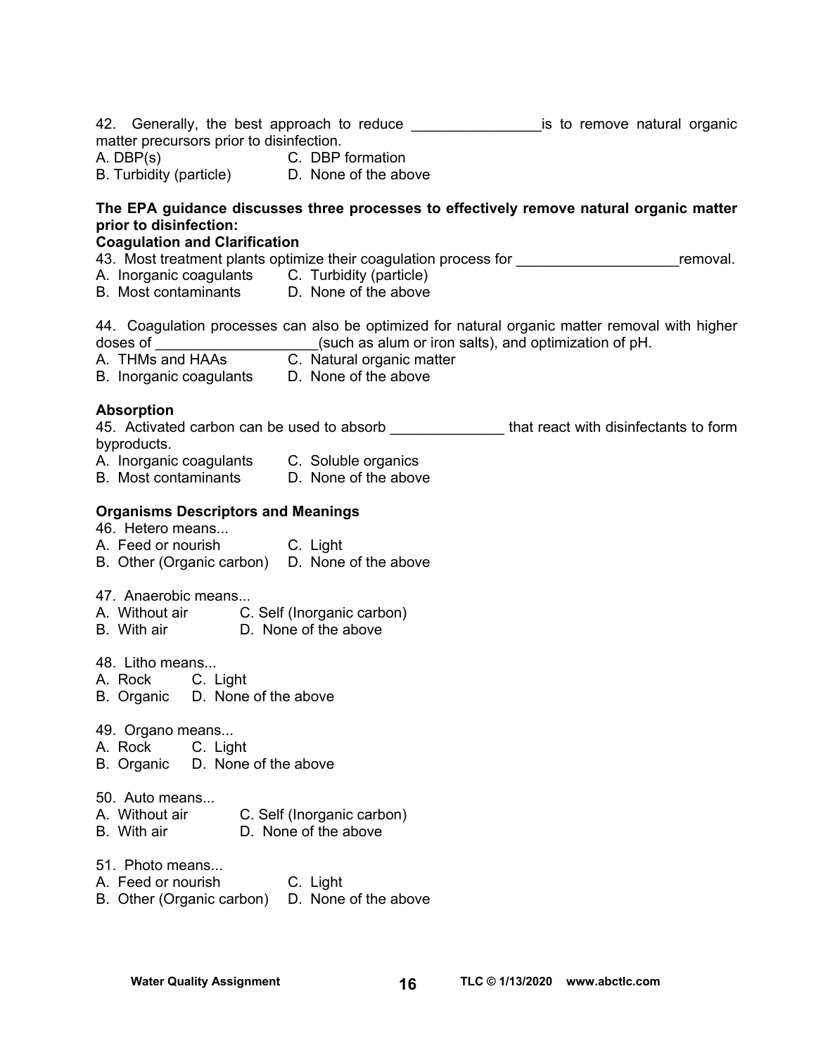42. Generally, the best approach to reduce ________________is to remove natural organic matter precursors prior to disinfection.
A. DBP(s) C. DBP formation
B. Turbidity (particle) D. None of the above

**The EPA guidance discusses three processes to effectively remove natural organic matter prior to disinfection:**

**Coagulation and Clarification**

43. Most treatment plants optimize their coagulation process for ____________________removal.
A. Inorganic coagulants C. Turbidity (particle)
B. Most contaminants D. None of the above

44. Coagulation processes can also be optimized for natural organic matter removal with higher doses of ____________________(such as alum or iron salts), and optimization of pH.
A. THMs and HAAs C. Natural organic matter
B. Inorganic coagulants D. None of the above

**Absorption**

45. Activated carbon can be used to absorb ______________ that react with disinfectants to form byproducts.
A. Inorganic coagulants C. Soluble organics
B. Most contaminants D. None of the above

**Organisms Descriptors and Meanings**

46. Hetero means...
A. Feed or nourish C. Light
B. Other (Organic carbon) D. None of the above

47. Anaerobic means...
A. Without air C. Self (Inorganic carbon)
B. With air D. None of the above

48. Litho means...
A. Rock C. Light
B. Organic D. None of the above

49. Organo means...
A. Rock C. Light
B. Organic D. None of the above

50. Auto means...
A. Without air C. Self (Inorganic carbon)
B. With air D. None of the above

51. Photo means...
A. Feed or nourish C. Light
B. Other (Organic carbon) D. None of the above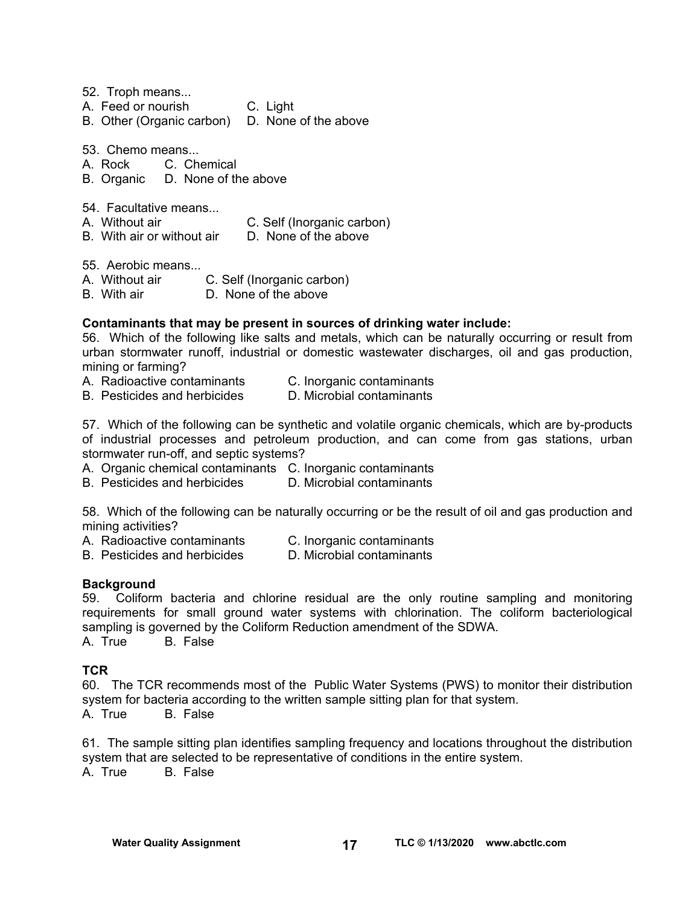52. Troph means...
A. Feed or nourish
B. Other (Organic carbon)
C. Light
D. None of the above

53. Chemo means...
A. Rock
B. Organic
C. Chemical
D. None of the above

54. Facultative means...
A. Without air
B. With air or without air
C. Self (Inorganic carbon)
D. None of the above

55. Aerobic means...
A. Without air
B. With air
C. Self (Inorganic carbon)
D. None of the above

**Contaminants that may be present in sources of drinking water include:**

56. Which of the following like salts and metals, which can be naturally occurring or result from urban stormwater runoff, industrial or domestic wastewater discharges, oil and gas production, mining or farming?
A. Radioactive contaminants
B. Pesticides and herbicides
C. Inorganic contaminants
D. Microbial contaminants

57. Which of the following can be synthetic and volatile organic chemicals, which are by-products of industrial processes and petroleum production, and can come from gas stations, urban stormwater run-off, and septic systems?
A. Organic chemical contaminants
B. Pesticides and herbicides
C. Inorganic contaminants
D. Microbial contaminants

58. Which of the following can be naturally occurring or be the result of oil and gas production and mining activities?
A. Radioactive contaminants
B. Pesticides and herbicides
C. Inorganic contaminants
D. Microbial contaminants

**Background**

59. Coliform bacteria and chlorine residual are the only routine sampling and monitoring requirements for small ground water systems with chlorination. The coliform bacteriological sampling is governed by the Coliform Reduction amendment of the SDWA.
A. True
B. False

**TCR**

60. The TCR recommends most of the Public Water Systems (PWS) to monitor their distribution system for bacteria according to the written sample sitting plan for that system.
A. True
B. False

61. The sample sitting plan identifies sampling frequency and locations throughout the distribution system that are selected to be representative of conditions in the entire system.
A. True
B. False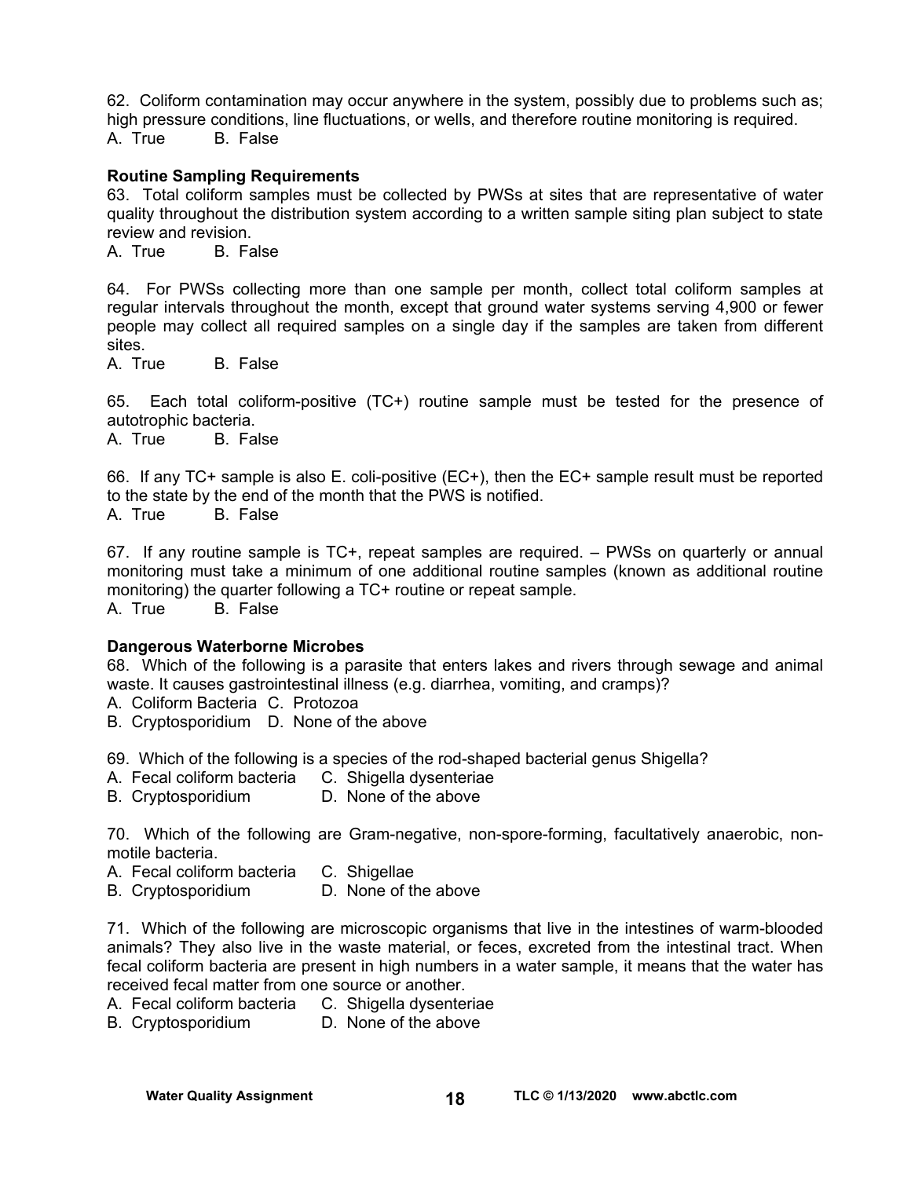62. Coliform contamination may occur anywhere in the system, possibly due to problems such as; high pressure conditions, line fluctuations, or wells, and therefore routine monitoring is required.
A. True B. False

**Routine Sampling Requirements**

63. Total coliform samples must be collected by PWSs at sites that are representative of water quality throughout the distribution system according to a written sample siting plan subject to state review and revision.
A. True B. False

64. For PWSs collecting more than one sample per month, collect total coliform samples at regular intervals throughout the month, except that ground water systems serving 4,900 or fewer people may collect all required samples on a single day if the samples are taken from different sites.
A. True B. False

65. Each total coliform-positive (TC+) routine sample must be tested for the presence of autotrophic bacteria.
A. True B. False

66. If any TC+ sample is also E. coli-positive (EC+), then the EC+ sample result must be reported to the state by the end of the month that the PWS is notified.
A. True B. False

67. If any routine sample is TC+, repeat samples are required. – PWSs on quarterly or annual monitoring must take a minimum of one additional routine samples (known as additional routine monitoring) the quarter following a TC+ routine or repeat sample.
A. True B. False

**Dangerous Waterborne Microbes**

68. Which of the following is a parasite that enters lakes and rivers through sewage and animal waste. It causes gastrointestinal illness (e.g. diarrhea, vomiting, and cramps)?
A. Coliform Bacteria C. Protozoa
B. Cryptosporidium D. None of the above

69. Which of the following is a species of the rod-shaped bacterial genus Shigella?
A. Fecal coliform bacteria C. Shigella dysenteriae
B. Cryptosporidium D. None of the above

70. Which of the following are Gram-negative, non-spore-forming, facultatively anaerobic, non-motile bacteria.
A. Fecal coliform bacteria C. Shigellae
B. Cryptosporidium D. None of the above

71. Which of the following are microscopic organisms that live in the intestines of warm-blooded animals? They also live in the waste material, or feces, excreted from the intestinal tract. When fecal coliform bacteria are present in high numbers in a water sample, it means that the water has received fecal matter from one source or another.
A. Fecal coliform bacteria C. Shigella dysenteriae
B. Cryptosporidium D. None of the above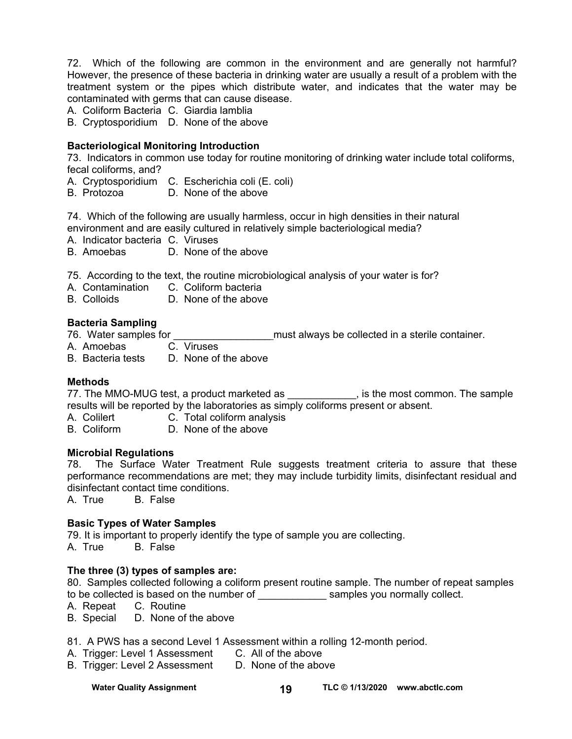72. Which of the following are common in the environment and are generally not harmful? However, the presence of these bacteria in drinking water are usually a result of a problem with the treatment system or the pipes which distribute water, and indicates that the water may be contaminated with germs that can cause disease.
A. Coliform Bacteria C. Giardia lamblia
B. Cryptosporidium D. None of the above

**Bacteriological Monitoring Introduction**

73. Indicators in common use today for routine monitoring of drinking water include total coliforms, fecal coliforms, and?
A. Cryptosporidium C. Escherichia coli (E. coli)
B. Protozoa D. None of the above

74. Which of the following are usually harmless, occur in high densities in their natural environment and are easily cultured in relatively simple bacteriological media?
A. Indicator bacteria C. Viruses
B. Amoebas D. None of the above

75. According to the text, the routine microbiological analysis of your water is for?
A. Contamination C. Coliform bacteria
B. Colloids D. None of the above

**Bacteria Sampling**

76. Water samples for _________________must always be collected in a sterile container.
A. Amoebas C. Viruses
B. Bacteria tests D. None of the above

**Methods**

77. The MMO-MUG test, a product marketed as ____________, is the most common. The sample results will be reported by the laboratories as simply coliforms present or absent.
A. Colilert C. Total coliform analysis
B. Coliform D. None of the above

**Microbial Regulations**

78. The Surface Water Treatment Rule suggests treatment criteria to assure that these performance recommendations are met; they may include turbidity limits, disinfectant residual and disinfectant contact time conditions.
A. True B. False

**Basic Types of Water Samples**

79. It is important to properly identify the type of sample you are collecting.
A. True B. False

**The three (3) types of samples are:**

80. Samples collected following a coliform present routine sample. The number of repeat samples to be collected is based on the number of ____________ samples you normally collect.
A. Repeat C. Routine
B. Special D. None of the above

81. A PWS has a second Level 1 Assessment within a rolling 12-month period.
A. Trigger: Level 1 Assessment C. All of the above
B. Trigger: Level 2 Assessment D. None of the above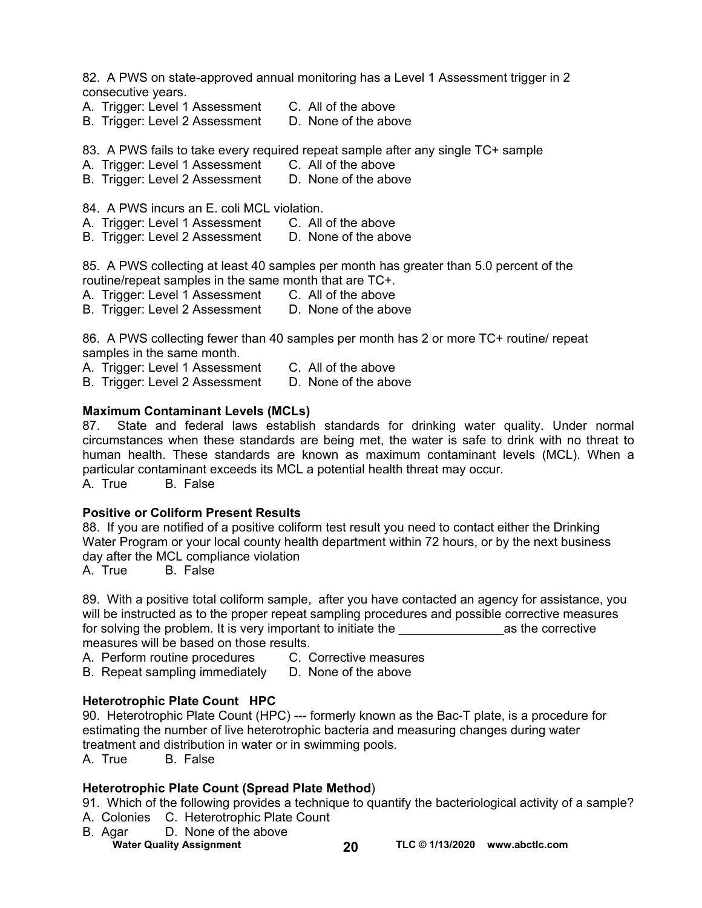82. A PWS on state-approved annual monitoring has a Level 1 Assessment trigger in 2 consecutive years.
A. Trigger: Level 1 Assessment C. All of the above
B. Trigger: Level 2 Assessment D. None of the above

83. A PWS fails to take every required repeat sample after any single TC+ sample
A. Trigger: Level 1 Assessment C. All of the above
B. Trigger: Level 2 Assessment D. None of the above

84. A PWS incurs an E. coli MCL violation.
A. Trigger: Level 1 Assessment C. All of the above
B. Trigger: Level 2 Assessment D. None of the above

85. A PWS collecting at least 40 samples per month has greater than 5.0 percent of the routine/repeat samples in the same month that are TC+.
A. Trigger: Level 1 Assessment C. All of the above
B. Trigger: Level 2 Assessment D. None of the above

86. A PWS collecting fewer than 40 samples per month has 2 or more TC+ routine/ repeat samples in the same month.
A. Trigger: Level 1 Assessment C. All of the above
B. Trigger: Level 2 Assessment D. None of the above

**Maximum Contaminant Levels (MCLs)**

87. State and federal laws establish standards for drinking water quality. Under normal circumstances when these standards are being met, the water is safe to drink with no threat to human health. These standards are known as maximum contaminant levels (MCL). When a particular contaminant exceeds its MCL a potential health threat may occur.
A. True B. False

**Positive or Coliform Present Results**

88. If you are notified of a positive coliform test result you need to contact either the Drinking Water Program or your local county health department within 72 hours, or by the next business day after the MCL compliance violation
A. True B. False

89. With a positive total coliform sample, after you have contacted an agency for assistance, you will be instructed as to the proper repeat sampling procedures and possible corrective measures for solving the problem. It is very important to initiate the _______________as the corrective measures will be based on those results.
A. Perform routine procedures C. Corrective measures
B. Repeat sampling immediately D. None of the above

**Heterotrophic Plate Count HPC**

90. Heterotrophic Plate Count (HPC) --- formerly known as the Bac-T plate, is a procedure for estimating the number of live heterotrophic bacteria and measuring changes during water treatment and distribution in water or in swimming pools.
A. True B. False

**Heterotrophic Plate Count (Spread Plate Method**)

91. Which of the following provides a technique to quantify the bacteriological activity of a sample?
A. Colonies C. Heterotrophic Plate Count
B. Agar D. None of the above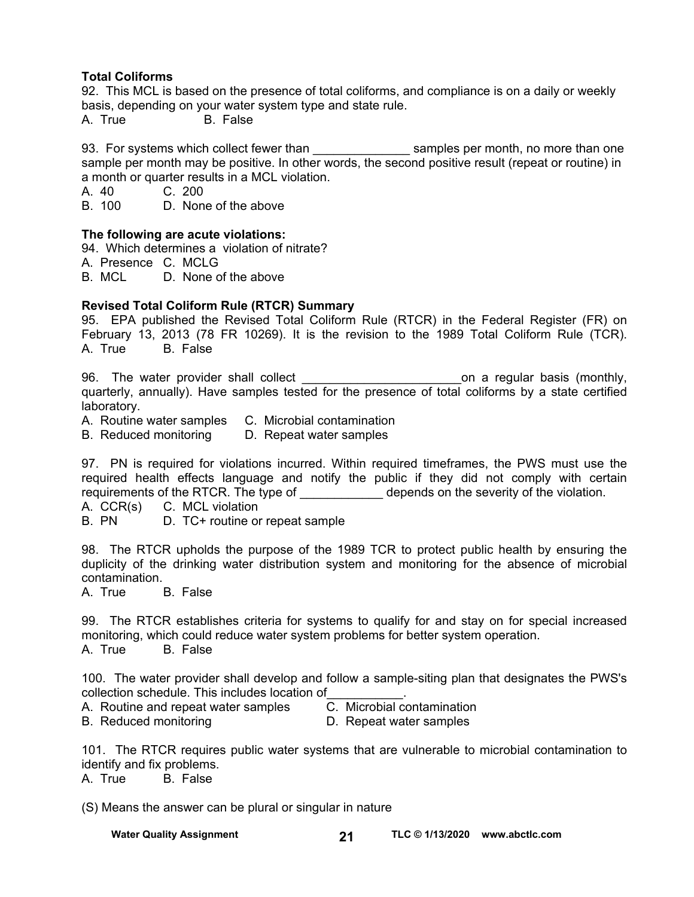**Total Coliforms**

92. This MCL is based on the presence of total coliforms, and compliance is on a daily or weekly basis, depending on your water system type and state rule.

A. True B. False

93. For systems which collect fewer than ______________ samples per month, no more than one sample per month may be positive. In other words, the second positive result (repeat or routine) in a month or quarter results in a MCL violation.

A. 40 C. 200
B. 100 D. None of the above

**The following are acute violations:**

94. Which determines a violation of nitrate?

A. Presence C. MCLG
B. MCL D. None of the above

**Revised Total Coliform Rule (RTCR) Summary**

95. EPA published the Revised Total Coliform Rule (RTCR) in the Federal Register (FR) on February 13, 2013 (78 FR 10269). It is the revision to the 1989 Total Coliform Rule (TCR).

A. True B. False

96. The water provider shall collect _______________________on a regular basis (monthly, quarterly, annually). Have samples tested for the presence of total coliforms by a state certified laboratory.

A. Routine water samples C. Microbial contamination
B. Reduced monitoring D. Repeat water samples

97. PN is required for violations incurred. Within required timeframes, the PWS must use the required health effects language and notify the public if they did not comply with certain requirements of the RTCR. The type of ____________ depends on the severity of the violation.

A. CCR(s) C. MCL violation
B. PN D. TC+ routine or repeat sample

98. The RTCR upholds the purpose of the 1989 TCR to protect public health by ensuring the duplicity of the drinking water distribution system and monitoring for the absence of microbial contamination.

A. True B. False

99. The RTCR establishes criteria for systems to qualify for and stay on for special increased monitoring, which could reduce water system problems for better system operation.

A. True B. False

100. The water provider shall develop and follow a sample-siting plan that designates the PWS's collection schedule. This includes location of___________.

A. Routine and repeat water samples C. Microbial contamination
B. Reduced monitoring D. Repeat water samples

101. The RTCR requires public water systems that are vulnerable to microbial contamination to identify and fix problems.

A. True B. False

(S) Means the answer can be plural or singular in nature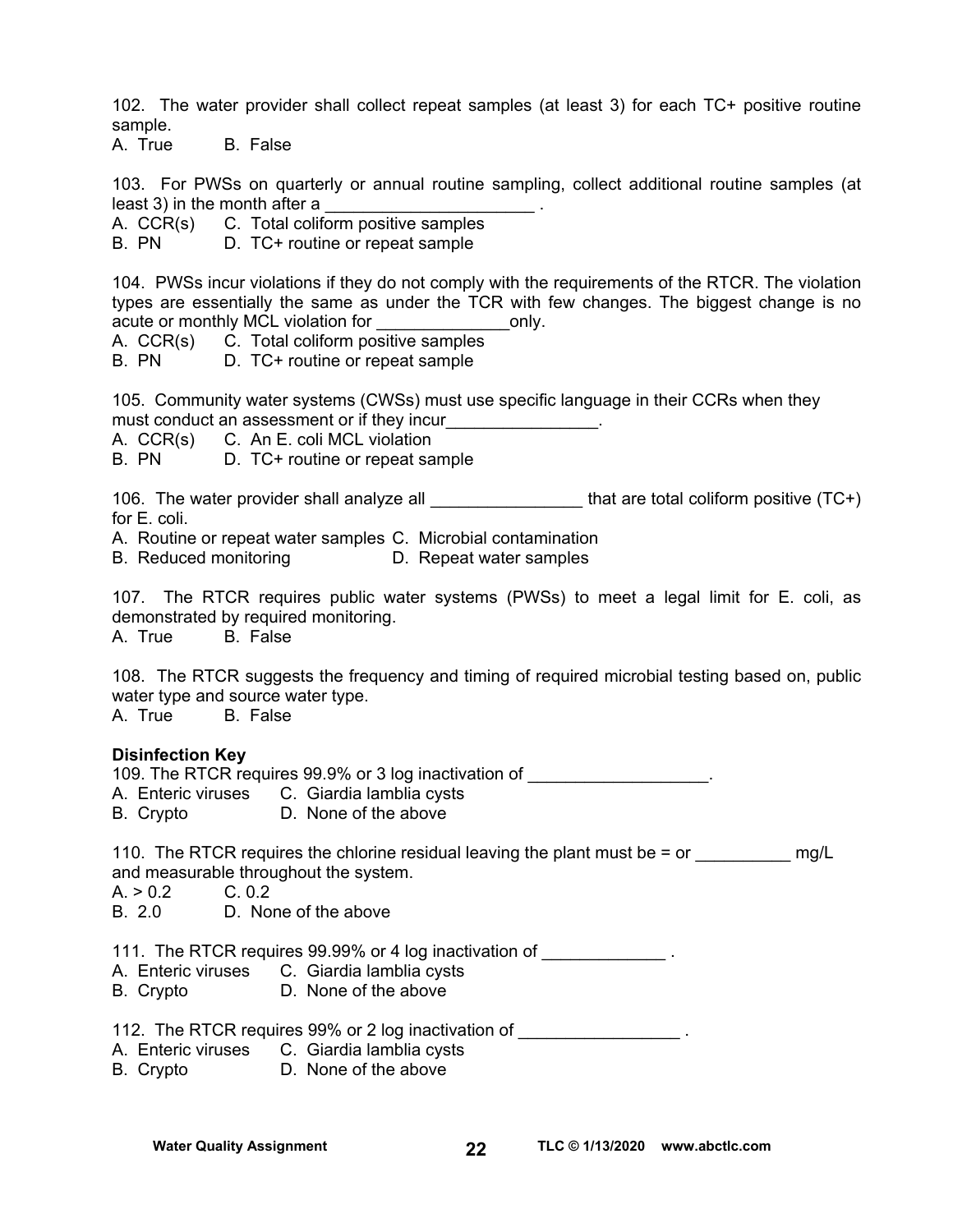102. The water provider shall collect repeat samples (at least 3) for each TC+ positive routine sample.
A. True B. False

103. For PWSs on quarterly or annual routine sampling, collect additional routine samples (at least 3) in the month after a ______________________ .
A. CCR(s) C. Total coliform positive samples
B. PN D. TC+ routine or repeat sample

104. PWSs incur violations if they do not comply with the requirements of the RTCR. The violation types are essentially the same as under the TCR with few changes. The biggest change is no acute or monthly MCL violation for ______________only.
A. CCR(s) C. Total coliform positive samples
B. PN D. TC+ routine or repeat sample

105. Community water systems (CWSs) must use specific language in their CCRs when they must conduct an assessment or if they incur________________.
A. CCR(s) C. An E. coli MCL violation
B. PN D. TC+ routine or repeat sample

106. The water provider shall analyze all ________________ that are total coliform positive (TC+) for E. coli.
A. Routine or repeat water samples C. Microbial contamination
B. Reduced monitoring D. Repeat water samples

107. The RTCR requires public water systems (PWSs) to meet a legal limit for E. coli, as demonstrated by required monitoring.
A. True B. False

108. The RTCR suggests the frequency and timing of required microbial testing based on, public water type and source water type.
A. True B. False

**Disinfection Key**

109. The RTCR requires 99.9% or 3 log inactivation of ___________________.
A. Enteric viruses C. Giardia lamblia cysts
B. Crypto D. None of the above

110. The RTCR requires the chlorine residual leaving the plant must be = or __________ mg/L and measurable throughout the system.
A. > 0.2 C. 0.2
B. 2.0 D. None of the above

111. The RTCR requires 99.99% or 4 log inactivation of _____________ .
A. Enteric viruses C. Giardia lamblia cysts
B. Crypto D. None of the above

112. The RTCR requires 99% or 2 log inactivation of _________________ .
A. Enteric viruses C. Giardia lamblia cysts
B. Crypto D. None of the above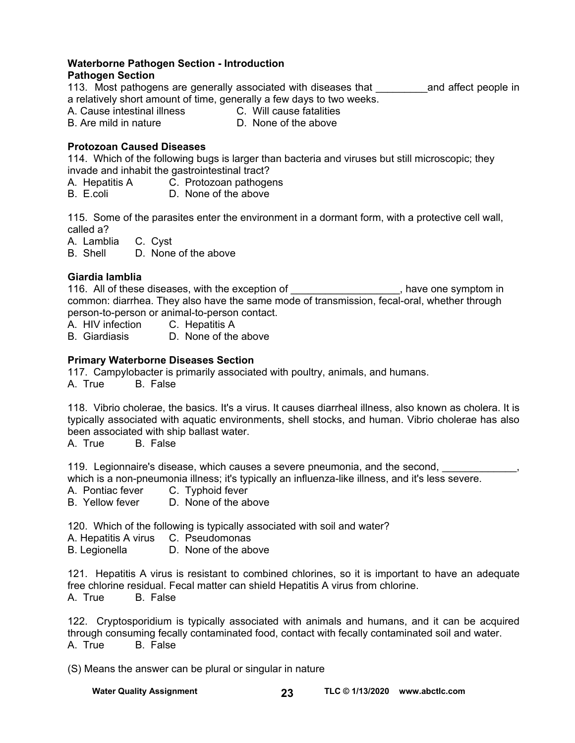**Waterborne Pathogen Section - Introduction**
**Pathogen Section**

113. Most pathogens are generally associated with diseases that _________and affect people in a relatively short amount of time, generally a few days to two weeks.
A. Cause intestinal illness
B. Are mild in nature
C. Will cause fatalities
D. None of the above

**Protozoan Caused Diseases**

114. Which of the following bugs is larger than bacteria and viruses but still microscopic; they invade and inhabit the gastrointestinal tract?
A. Hepatitis A
B. E.coli
C. Protozoan pathogens
D. None of the above

115. Some of the parasites enter the environment in a dormant form, with a protective cell wall, called a?
A. Lamblia
B. Shell
C. Cyst
D. None of the above

**Giardia lamblia**

116. All of these diseases, with the exception of ___________________, have one symptom in common: diarrhea. They also have the same mode of transmission, fecal-oral, whether through person-to-person or animal-to-person contact.
A. HIV infection
B. Giardiasis
C. Hepatitis A
D. None of the above

**Primary Waterborne Diseases Section**

117. Campylobacter is primarily associated with poultry, animals, and humans.
A. True B. False

118. Vibrio cholerae, the basics. It's a virus. It causes diarrheal illness, also known as cholera. It is typically associated with aquatic environments, shell stocks, and human. Vibrio cholerae has also been associated with ship ballast water.
A. True B. False

119. Legionnaire's disease, which causes a severe pneumonia, and the second, _____________, which is a non-pneumonia illness; it's typically an influenza-like illness, and it's less severe.
A. Pontiac fever
B. Yellow fever
C. Typhoid fever
D. None of the above

120. Which of the following is typically associated with soil and water?
A. Hepatitis A virus
B. Legionella
C. Pseudomonas
D. None of the above

121. Hepatitis A virus is resistant to combined chlorines, so it is important to have an adequate free chlorine residual. Fecal matter can shield Hepatitis A virus from chlorine.
A. True B. False

122. Cryptosporidium is typically associated with animals and humans, and it can be acquired through consuming fecally contaminated food, contact with fecally contaminated soil and water.
A. True B. False

(S) Means the answer can be plural or singular in nature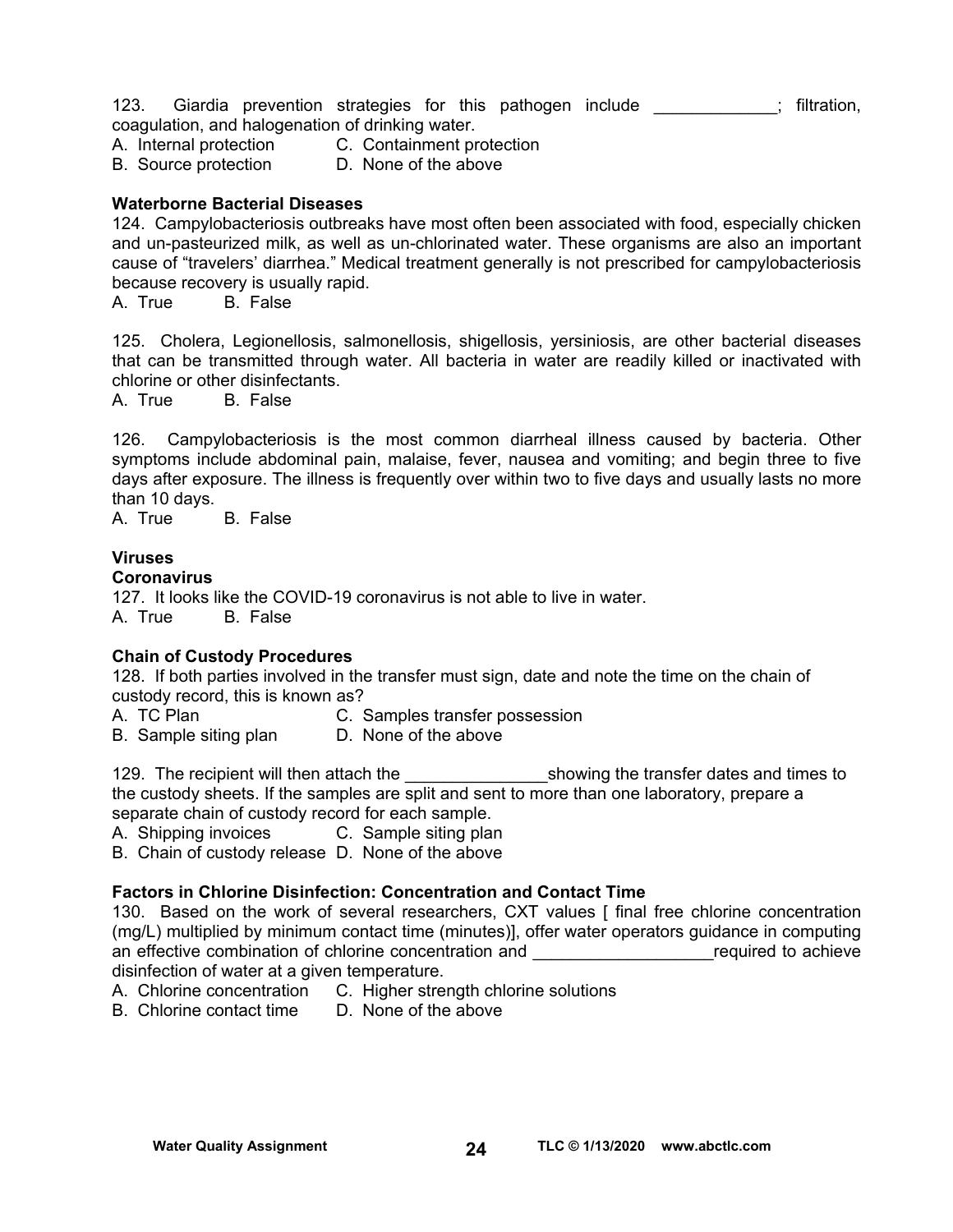123. Giardia prevention strategies for this pathogen include _____________; filtration, coagulation, and halogenation of drinking water.

A. Internal protection
B. Source protection
C. Containment protection
D. None of the above

**Waterborne Bacterial Diseases**

124. Campylobacteriosis outbreaks have most often been associated with food, especially chicken and un-pasteurized milk, as well as un-chlorinated water. These organisms are also an important cause of "travelers' diarrhea." Medical treatment generally is not prescribed for campylobacteriosis because recovery is usually rapid.

A. True B. False

125. Cholera, Legionellosis, salmonellosis, shigellosis, yersiniosis, are other bacterial diseases that can be transmitted through water. All bacteria in water are readily killed or inactivated with chlorine or other disinfectants.

A. True B. False

126. Campylobacteriosis is the most common diarrheal illness caused by bacteria. Other symptoms include abdominal pain, malaise, fever, nausea and vomiting; and begin three to five days after exposure. The illness is frequently over within two to five days and usually lasts no more than 10 days.

A. True B. False

**Viruses**

**Coronavirus**

127. It looks like the COVID-19 coronavirus is not able to live in water.

A. True B. False

**Chain of Custody Procedures**

128. If both parties involved in the transfer must sign, date and note the time on the chain of custody record, this is known as?

A. TC Plan
B. Sample siting plan
C. Samples transfer possession
D. None of the above

129. The recipient will then attach the _______________showing the transfer dates and times to the custody sheets. If the samples are split and sent to more than one laboratory, prepare a separate chain of custody record for each sample.

A. Shipping invoices
B. Chain of custody release
C. Sample siting plan
D. None of the above

**Factors in Chlorine Disinfection: Concentration and Contact Time**

130. Based on the work of several researchers, CXT values [ final free chlorine concentration (mg/L) multiplied by minimum contact time (minutes)], offer water operators guidance in computing an effective combination of chlorine concentration and ___________________required to achieve disinfection of water at a given temperature.

A. Chlorine concentration
B. Chlorine contact time
C. Higher strength chlorine solutions
D. None of the above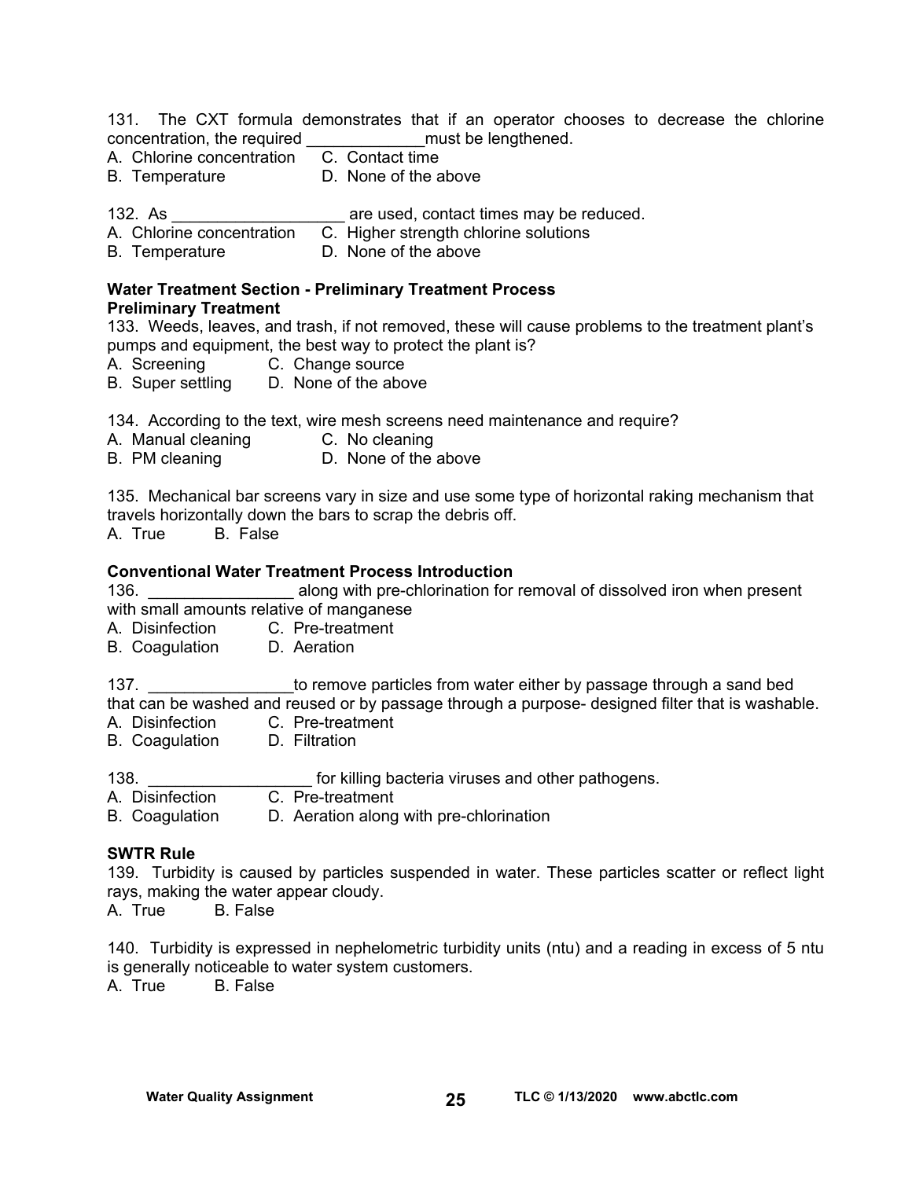131. The CXT formula demonstrates that if an operator chooses to decrease the chlorine concentration, the required _____________must be lengthened.

A. Chlorine concentration  C. Contact time
B. Temperature  D. None of the above

132. As ___________________ are used, contact times may be reduced.

A. Chlorine concentration  C. Higher strength chlorine solutions
B. Temperature  D. None of the above

**Water Treatment Section - Preliminary Treatment Process**
**Preliminary Treatment**

133. Weeds, leaves, and trash, if not removed, these will cause problems to the treatment plant's pumps and equipment, the best way to protect the plant is?

A. Screening  C. Change source
B. Super settling  D. None of the above

134. According to the text, wire mesh screens need maintenance and require?

A. Manual cleaning  C. No cleaning
B. PM cleaning  D. None of the above

135. Mechanical bar screens vary in size and use some type of horizontal raking mechanism that travels horizontally down the bars to scrap the debris off.

A. True  B. False

**Conventional Water Treatment Process Introduction**

136. ________________ along with pre-chlorination for removal of dissolved iron when present with small amounts relative of manganese

A. Disinfection  C. Pre-treatment
B. Coagulation  D. Aeration

137. ________________to remove particles from water either by passage through a sand bed that can be washed and reused or by passage through a purpose- designed filter that is washable.

A. Disinfection  C. Pre-treatment
B. Coagulation  D. Filtration

138. __________________ for killing bacteria viruses and other pathogens.

A. Disinfection  C. Pre-treatment
B. Coagulation  D. Aeration along with pre-chlorination

**SWTR Rule**

139. Turbidity is caused by particles suspended in water. These particles scatter or reflect light rays, making the water appear cloudy.

A. True  B. False

140. Turbidity is expressed in nephelometric turbidity units (ntu) and a reading in excess of 5 ntu is generally noticeable to water system customers.

A. True  B. False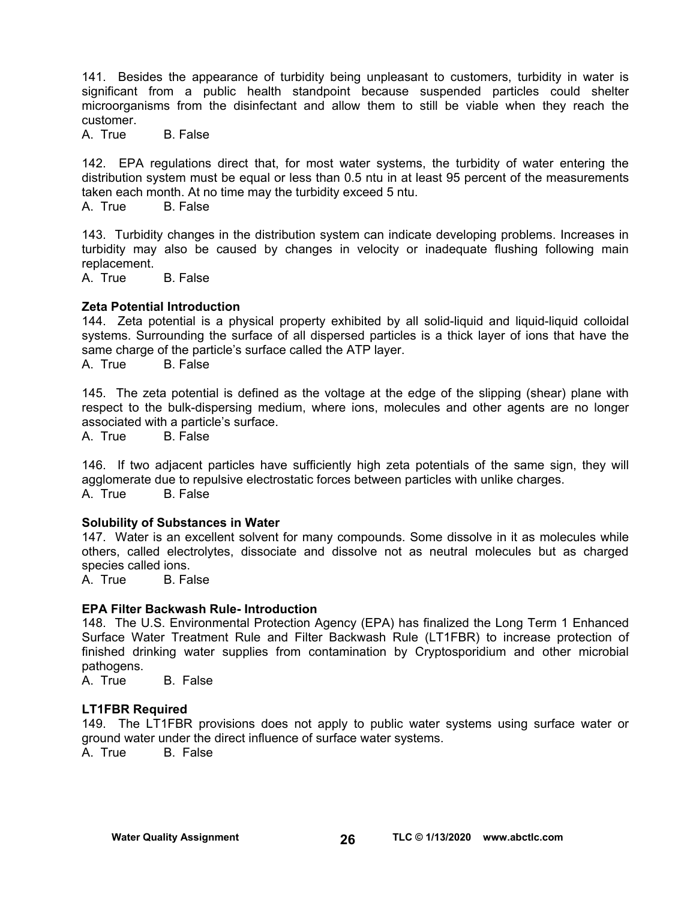141. Besides the appearance of turbidity being unpleasant to customers, turbidity in water is significant from a public health standpoint because suspended particles could shelter microorganisms from the disinfectant and allow them to still be viable when they reach the customer.

A. True B. False

142. EPA regulations direct that, for most water systems, the turbidity of water entering the distribution system must be equal or less than 0.5 ntu in at least 95 percent of the measurements taken each month. At no time may the turbidity exceed 5 ntu.

A. True B. False

143. Turbidity changes in the distribution system can indicate developing problems. Increases in turbidity may also be caused by changes in velocity or inadequate flushing following main replacement.

A. True B. False

**Zeta Potential Introduction**

144. Zeta potential is a physical property exhibited by all solid-liquid and liquid-liquid colloidal systems. Surrounding the surface of all dispersed particles is a thick layer of ions that have the same charge of the particle's surface called the ATP layer.

A. True B. False

145. The zeta potential is defined as the voltage at the edge of the slipping (shear) plane with respect to the bulk-dispersing medium, where ions, molecules and other agents are no longer associated with a particle's surface.

A. True B. False

146. If two adjacent particles have sufficiently high zeta potentials of the same sign, they will agglomerate due to repulsive electrostatic forces between particles with unlike charges.

A. True B. False

**Solubility of Substances in Water**

147. Water is an excellent solvent for many compounds. Some dissolve in it as molecules while others, called electrolytes, dissociate and dissolve not as neutral molecules but as charged species called ions.

A. True B. False

**EPA Filter Backwash Rule- Introduction**

148. The U.S. Environmental Protection Agency (EPA) has finalized the Long Term 1 Enhanced Surface Water Treatment Rule and Filter Backwash Rule (LT1FBR) to increase protection of finished drinking water supplies from contamination by Cryptosporidium and other microbial pathogens.

A. True B. False

**LT1FBR Required**

149. The LT1FBR provisions does not apply to public water systems using surface water or ground water under the direct influence of surface water systems.

A. True B. False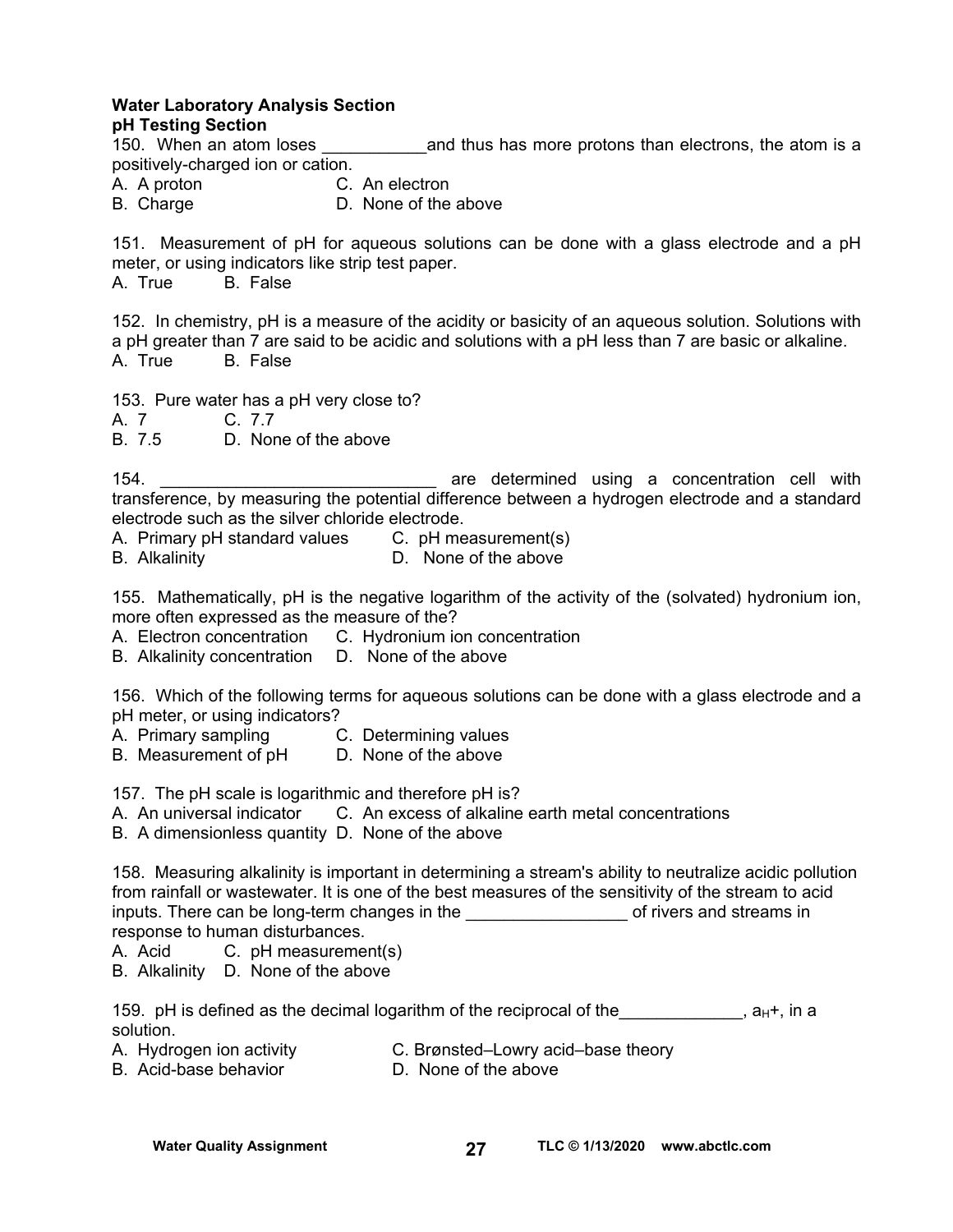**Water Laboratory Analysis Section**
**pH Testing Section**

150. When an atom loses ___________and thus has more protons than electrons, the atom is a positively-charged ion or cation.
A. A proton C. An electron
B. Charge D. None of the above

151. Measurement of pH for aqueous solutions can be done with a glass electrode and a pH meter, or using indicators like strip test paper.
A. True B. False

152. In chemistry, pH is a measure of the acidity or basicity of an aqueous solution. Solutions with a pH greater than 7 are said to be acidic and solutions with a pH less than 7 are basic or alkaline.
A. True B. False

153. Pure water has a pH very close to?
A. 7 C. 7.7
B. 7.5 D. None of the above

154. _____________________________ are determined using a concentration cell with transference, by measuring the potential difference between a hydrogen electrode and a standard electrode such as the silver chloride electrode.
A. Primary pH standard values C. pH measurement(s)
B. Alkalinity D. None of the above

155. Mathematically, pH is the negative logarithm of the activity of the (solvated) hydronium ion, more often expressed as the measure of the?
A. Electron concentration C. Hydronium ion concentration
B. Alkalinity concentration D. None of the above

156. Which of the following terms for aqueous solutions can be done with a glass electrode and a pH meter, or using indicators?
A. Primary sampling C. Determining values
B. Measurement of pH D. None of the above

157. The pH scale is logarithmic and therefore pH is?
A. An universal indicator C. An excess of alkaline earth metal concentrations
B. A dimensionless quantity D. None of the above

158. Measuring alkalinity is important in determining a stream's ability to neutralize acidic pollution from rainfall or wastewater. It is one of the best measures of the sensitivity of the stream to acid inputs. There can be long-term changes in the _________________ of rivers and streams in response to human disturbances.
A. Acid C. pH measurement(s)
B. Alkalinity D. None of the above

159. pH is defined as the decimal logarithm of the reciprocal of the_____________, $a_{H}+$, in a solution.
A. Hydrogen ion activity C. Brønsted–Lowry acid–base theory
B. Acid-base behavior D. None of the above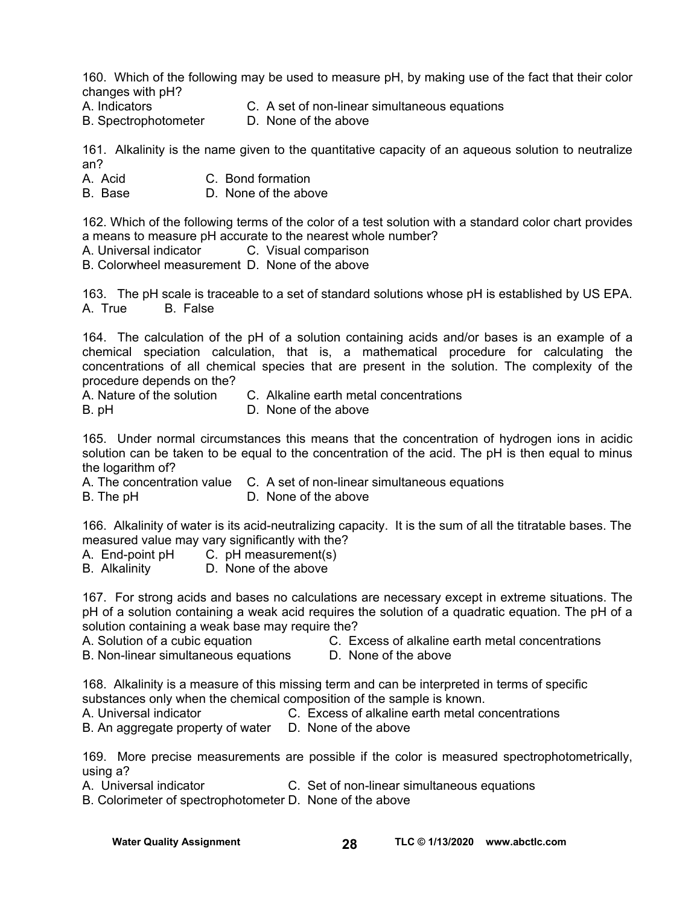160. Which of the following may be used to measure pH, by making use of the fact that their color changes with pH?

A. Indicators C. A set of non-linear simultaneous equations
B. Spectrophotometer D. None of the above

161. Alkalinity is the name given to the quantitative capacity of an aqueous solution to neutralize an?

A. Acid C. Bond formation
B. Base D. None of the above

162. Which of the following terms of the color of a test solution with a standard color chart provides a means to measure pH accurate to the nearest whole number?

A. Universal indicator C. Visual comparison
B. Colorwheel measurement D. None of the above

163. The pH scale is traceable to a set of standard solutions whose pH is established by US EPA.

A. True B. False

164. The calculation of the pH of a solution containing acids and/or bases is an example of a chemical speciation calculation, that is, a mathematical procedure for calculating the concentrations of all chemical species that are present in the solution. The complexity of the procedure depends on the?

A. Nature of the solution C. Alkaline earth metal concentrations
B. pH D. None of the above

165. Under normal circumstances this means that the concentration of hydrogen ions in acidic solution can be taken to be equal to the concentration of the acid. The pH is then equal to minus the logarithm of?

A. The concentration value C. A set of non-linear simultaneous equations
B. The pH D. None of the above

166. Alkalinity of water is its acid-neutralizing capacity. It is the sum of all the titratable bases. The measured value may vary significantly with the?

A. End-point pH C. pH measurement(s)
B. Alkalinity D. None of the above

167. For strong acids and bases no calculations are necessary except in extreme situations. The pH of a solution containing a weak acid requires the solution of a quadratic equation. The pH of a solution containing a weak base may require the?

A. Solution of a cubic equation C. Excess of alkaline earth metal concentrations
B. Non-linear simultaneous equations D. None of the above

168. Alkalinity is a measure of this missing term and can be interpreted in terms of specific substances only when the chemical composition of the sample is known.

A. Universal indicator C. Excess of alkaline earth metal concentrations
B. An aggregate property of water D. None of the above

169. More precise measurements are possible if the color is measured spectrophotometrically, using a?

A. Universal indicator C. Set of non-linear simultaneous equations
B. Colorimeter of spectrophotometer D. None of the above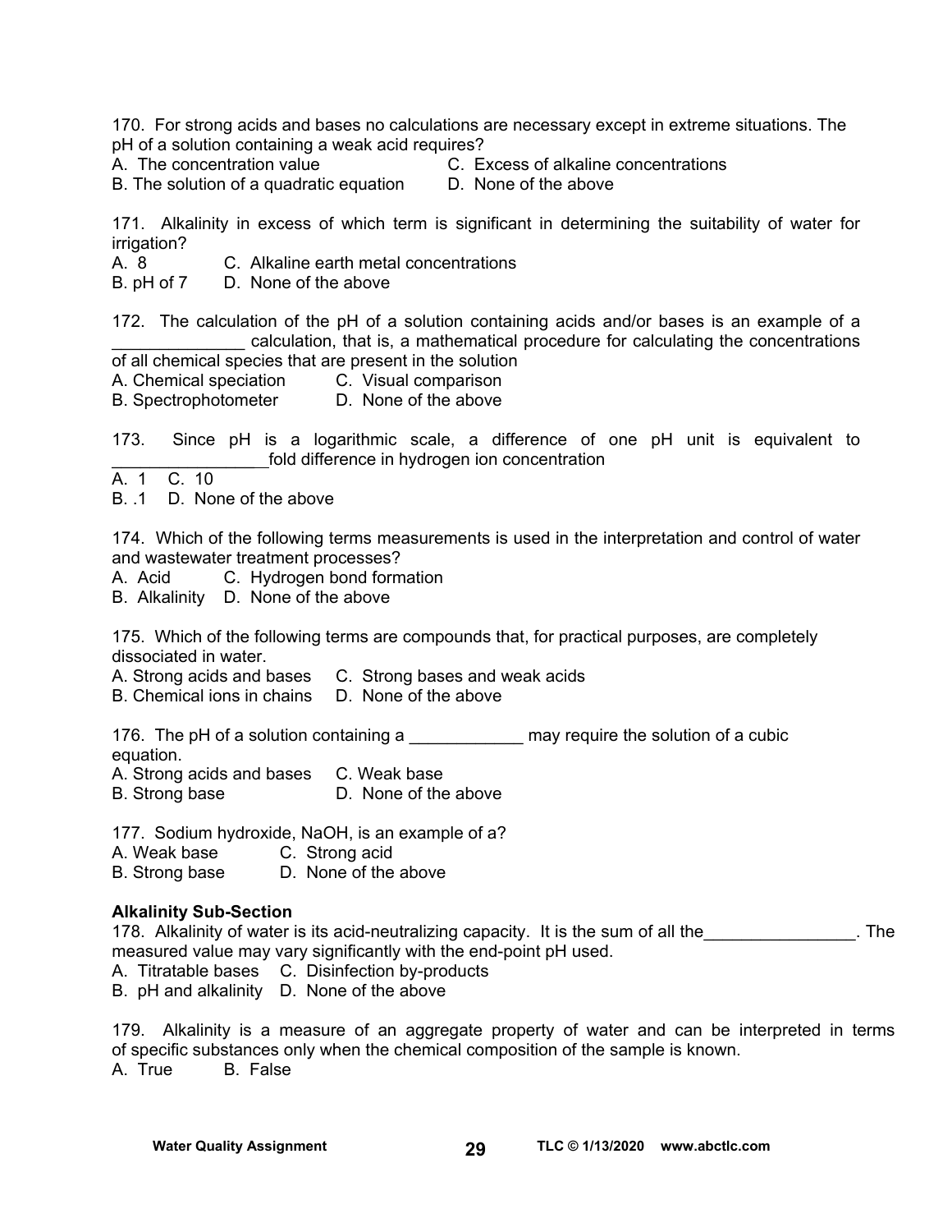170. For strong acids and bases no calculations are necessary except in extreme situations. The pH of a solution containing a weak acid requires?

A. The concentration value
B. The solution of a quadratic equation
C. Excess of alkaline concentrations
D. None of the above

171. Alkalinity in excess of which term is significant in determining the suitability of water for irrigation?

A. 8
B. pH of 7
C. Alkaline earth metal concentrations
D. None of the above

172. The calculation of the pH of a solution containing acids and/or bases is an example of a ______________ calculation, that is, a mathematical procedure for calculating the concentrations of all chemical species that are present in the solution

A. Chemical speciation
B. Spectrophotometer
C. Visual comparison
D. None of the above

173. Since pH is a logarithmic scale, a difference of one pH unit is equivalent to ________________fold difference in hydrogen ion concentration

A. 1
B. .1
C. 10
D. None of the above

174. Which of the following terms measurements is used in the interpretation and control of water and wastewater treatment processes?

A. Acid
B. Alkalinity
C. Hydrogen bond formation
D. None of the above

175. Which of the following terms are compounds that, for practical purposes, are completely dissociated in water.

A. Strong acids and bases
B. Chemical ions in chains
C. Strong bases and weak acids
D. None of the above

176. The pH of a solution containing a ____________ may require the solution of a cubic equation.

A. Strong acids and bases
B. Strong base
C. Weak base
D. None of the above

177. Sodium hydroxide, NaOH, is an example of a?

A. Weak base
B. Strong base
C. Strong acid
D. None of the above

**Alkalinity Sub-Section**

178. Alkalinity of water is its acid-neutralizing capacity. It is the sum of all the________________. The measured value may vary significantly with the end-point pH used.

A. Titratable bases
B. pH and alkalinity
C. Disinfection by-products
D. None of the above

179. Alkalinity is a measure of an aggregate property of water and can be interpreted in terms of specific substances only when the chemical composition of the sample is known.

A. True
B. False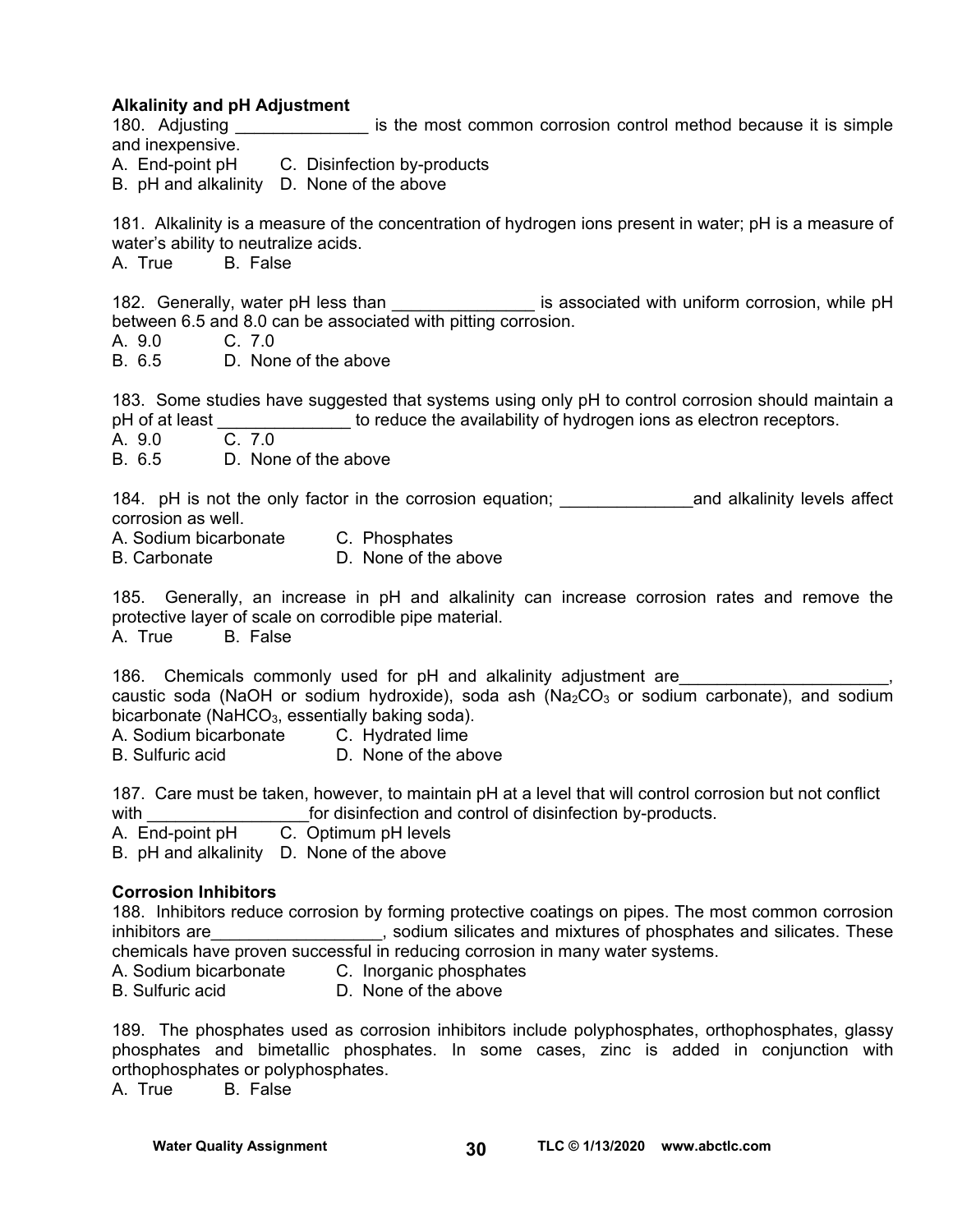**Alkalinity and pH Adjustment**

180. Adjusting ______________ is the most common corrosion control method because it is simple and inexpensive.

A. End-point pH  C. Disinfection by-products
B. pH and alkalinity  D. None of the above

181. Alkalinity is a measure of the concentration of hydrogen ions present in water; pH is a measure of water's ability to neutralize acids.

A. True  B. False

182. Generally, water pH less than _______________ is associated with uniform corrosion, while pH between 6.5 and 8.0 can be associated with pitting corrosion.

A. 9.0  C. 7.0
B. 6.5  D. None of the above

183. Some studies have suggested that systems using only pH to control corrosion should maintain a pH of at least ______________ to reduce the availability of hydrogen ions as electron receptors.

A. 9.0  C. 7.0
B. 6.5  D. None of the above

184. pH is not the only factor in the corrosion equation; ______________and alkalinity levels affect corrosion as well.

A. Sodium bicarbonate  C. Phosphates
B. Carbonate  D. None of the above

185. Generally, an increase in pH and alkalinity can increase corrosion rates and remove the protective layer of scale on corrodible pipe material.

A. True  B. False

186. Chemicals commonly used for pH and alkalinity adjustment are______________________, caustic soda (NaOH or sodium hydroxide), soda ash ($Na_2CO_3$ or sodium carbonate), and sodium bicarbonate ($NaHCO_3$, essentially baking soda).

A. Sodium bicarbonate  C. Hydrated lime
B. Sulfuric acid  D. None of the above

187. Care must be taken, however, to maintain pH at a level that will control corrosion but not conflict with _________________for disinfection and control of disinfection by-products.

A. End-point pH  C. Optimum pH levels
B. pH and alkalinity  D. None of the above

**Corrosion Inhibitors**

188. Inhibitors reduce corrosion by forming protective coatings on pipes. The most common corrosion inhibitors are__________________, sodium silicates and mixtures of phosphates and silicates. These chemicals have proven successful in reducing corrosion in many water systems.

A. Sodium bicarbonate  C. Inorganic phosphates
B. Sulfuric acid  D. None of the above

189. The phosphates used as corrosion inhibitors include polyphosphates, orthophosphates, glassy phosphates and bimetallic phosphates. In some cases, zinc is added in conjunction with orthophosphates or polyphosphates.

A. True  B. False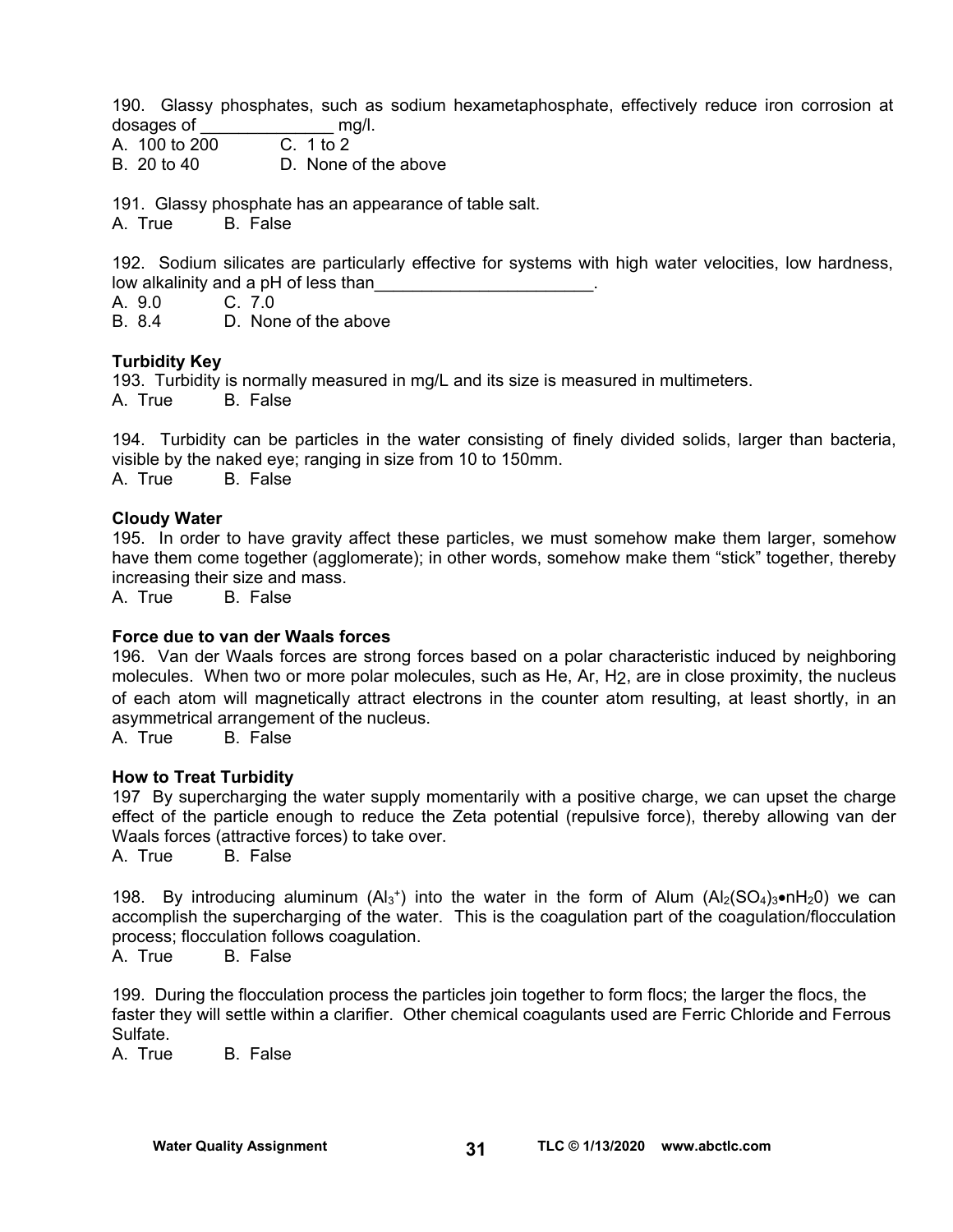190. Glassy phosphates, such as sodium hexametaphosphate, effectively reduce iron corrosion at dosages of ______________ mg/l.

A. 100 to 200  C. 1 to 2
B. 20 to 40  D. None of the above

191. Glassy phosphate has an appearance of table salt.

A. True  B. False

192. Sodium silicates are particularly effective for systems with high water velocities, low hardness, low alkalinity and a pH of less than_______________________.

A. 9.0  C. 7.0
B. 8.4  D. None of the above

**Turbidity Key**

193. Turbidity is normally measured in mg/L and its size is measured in multimeters.

A. True  B. False

194. Turbidity can be particles in the water consisting of finely divided solids, larger than bacteria, visible by the naked eye; ranging in size from 10 to 150mm.

A. True  B. False

**Cloudy Water**

195. In order to have gravity affect these particles, we must somehow make them larger, somehow have them come together (agglomerate); in other words, somehow make them "stick" together, thereby increasing their size and mass.

A. True  B. False

**Force due to van der Waals forces**

196. Van der Waals forces are strong forces based on a polar characteristic induced by neighboring molecules. When two or more polar molecules, such as He, Ar, $H_2$, are in close proximity, the nucleus of each atom will magnetically attract electrons in the counter atom resulting, at least shortly, in an asymmetrical arrangement of the nucleus.

A. True  B. False

**How to Treat Turbidity**

197 By supercharging the water supply momentarily with a positive charge, we can upset the charge effect of the particle enough to reduce the Zeta potential (repulsive force), thereby allowing van der Waals forces (attractive forces) to take over.

A. True  B. False

198. By introducing aluminum ($Al_3^+$) into the water in the form of Alum ($Al_2(SO_4)_3 \bullet nH_20$) we can accomplish the supercharging of the water. This is the coagulation part of the coagulation/flocculation process; flocculation follows coagulation.

A. True  B. False

199. During the flocculation process the particles join together to form flocs; the larger the flocs, the faster they will settle within a clarifier. Other chemical coagulants used are Ferric Chloride and Ferrous Sulfate.

A. True  B. False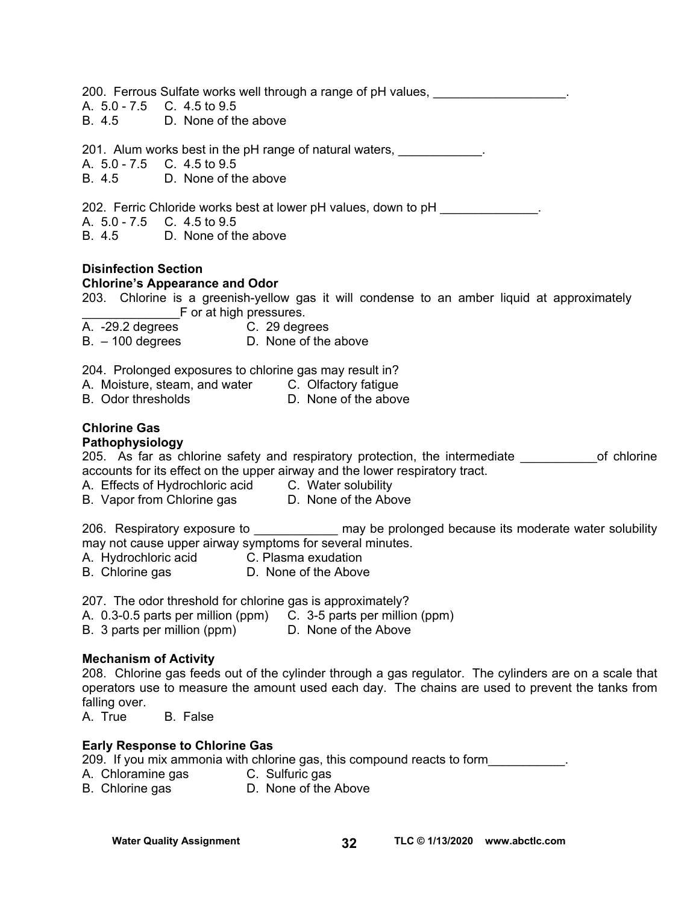200. Ferrous Sulfate works well through a range of pH values, ___________________.
A. 5.0 - 7.5 C. 4.5 to 9.5
B. 4.5 D. None of the above

201. Alum works best in the pH range of natural waters, ____________.
A. 5.0 - 7.5 C. 4.5 to 9.5
B. 4.5 D. None of the above

202. Ferric Chloride works best at lower pH values, down to pH ______________.
A. 5.0 - 7.5 C. 4.5 to 9.5
B. 4.5 D. None of the above

**Disinfection Section**

**Chlorine's Appearance and Odor**

203. Chlorine is a greenish-yellow gas it will condense to an amber liquid at approximately ______________F or at high pressures.
A. -29.2 degrees C. 29 degrees
B. – 100 degrees D. None of the above

204. Prolonged exposures to chlorine gas may result in?
A. Moisture, steam, and water C. Olfactory fatigue
B. Odor thresholds D. None of the above

**Chlorine Gas**

**Pathophysiology**

205. As far as chlorine safety and respiratory protection, the intermediate ___________of chlorine accounts for its effect on the upper airway and the lower respiratory tract.
A. Effects of Hydrochloric acid C. Water solubility
B. Vapor from Chlorine gas D. None of the Above

206. Respiratory exposure to ____________ may be prolonged because its moderate water solubility may not cause upper airway symptoms for several minutes.
A. Hydrochloric acid C. Plasma exudation
B. Chlorine gas D. None of the Above

207. The odor threshold for chlorine gas is approximately?
A. 0.3-0.5 parts per million (ppm) C. 3-5 parts per million (ppm)
B. 3 parts per million (ppm) D. None of the Above

**Mechanism of Activity**

208. Chlorine gas feeds out of the cylinder through a gas regulator. The cylinders are on a scale that operators use to measure the amount used each day. The chains are used to prevent the tanks from falling over.
A. True B. False

**Early Response to Chlorine Gas**

209. If you mix ammonia with chlorine gas, this compound reacts to form___________.
A. Chloramine gas C. Sulfuric gas
B. Chlorine gas D. None of the Above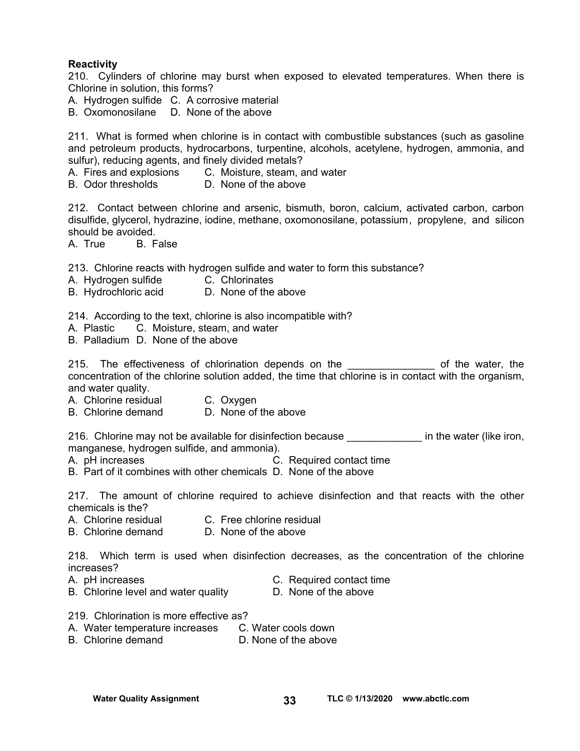**Reactivity**

210. Cylinders of chlorine may burst when exposed to elevated temperatures. When there is Chlorine in solution, this forms?

A. Hydrogen sulfide C. A corrosive material
B. Oxomonosilane D. None of the above

211. What is formed when chlorine is in contact with combustible substances (such as gasoline and petroleum products, hydrocarbons, turpentine, alcohols, acetylene, hydrogen, ammonia, and sulfur), reducing agents, and finely divided metals?

A. Fires and explosions C. Moisture, steam, and water
B. Odor thresholds D. None of the above

212. Contact between chlorine and arsenic, bismuth, boron, calcium, activated carbon, carbon disulfide, glycerol, hydrazine, iodine, methane, oxomonosilane, potassium, propylene, and silicon should be avoided.

A. True B. False

213. Chlorine reacts with hydrogen sulfide and water to form this substance?

A. Hydrogen sulfide C. Chlorinates
B. Hydrochloric acid D. None of the above

214. According to the text, chlorine is also incompatible with?

A. Plastic C. Moisture, steam, and water
B. Palladium D. None of the above

215. The effectiveness of chlorination depends on the _______________ of the water, the concentration of the chlorine solution added, the time that chlorine is in contact with the organism, and water quality.

A. Chlorine residual C. Oxygen
B. Chlorine demand D. None of the above

216. Chlorine may not be available for disinfection because _____________ in the water (like iron, manganese, hydrogen sulfide, and ammonia).

A. pH increases C. Required contact time
B. Part of it combines with other chemicals D. None of the above

217. The amount of chlorine required to achieve disinfection and that reacts with the other chemicals is the?

A. Chlorine residual C. Free chlorine residual
B. Chlorine demand D. None of the above

218. Which term is used when disinfection decreases, as the concentration of the chlorine increases?

A. pH increases C. Required contact time
B. Chlorine level and water quality D. None of the above

219. Chlorination is more effective as?

A. Water temperature increases C. Water cools down
B. Chlorine demand D. None of the above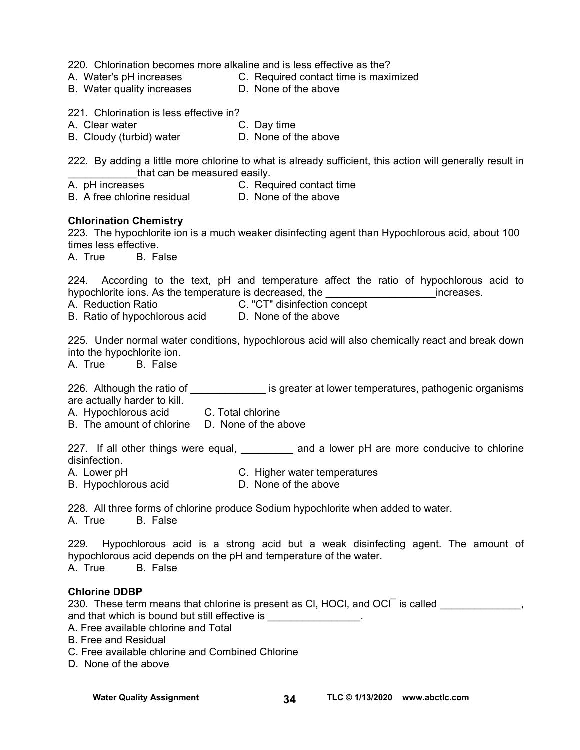220. Chlorination becomes more alkaline and is less effective as the?

A. Water's pH increases
B. Water quality increases
C. Required contact time is maximized
D. None of the above

221. Chlorination is less effective in?

A. Clear water
B. Cloudy (turbid) water
C. Day time
D. None of the above

222. By adding a little more chlorine to what is already sufficient, this action will generally result in ____________that can be measured easily.

A. pH increases
B. A free chlorine residual
C. Required contact time
D. None of the above

**Chlorination Chemistry**

223. The hypochlorite ion is a much weaker disinfecting agent than Hypochlorous acid, about 100 times less effective.

A. True B. False

224. According to the text, pH and temperature affect the ratio of hypochlorous acid to hypochlorite ions. As the temperature is decreased, the ___________________increases.

A. Reduction Ratio
B. Ratio of hypochlorous acid
C. "CT" disinfection concept
D. None of the above

225. Under normal water conditions, hypochlorous acid will also chemically react and break down into the hypochlorite ion.

A. True B. False

226. Although the ratio of _____________ is greater at lower temperatures, pathogenic organisms are actually harder to kill.

A. Hypochlorous acid
B. The amount of chlorine
C. Total chlorine
D. None of the above

227. If all other things were equal, _________ and a lower pH are more conducive to chlorine disinfection.

A. Lower pH
B. Hypochlorous acid
C. Higher water temperatures
D. None of the above

228. All three forms of chlorine produce Sodium hypochlorite when added to water.

A. True B. False

229. Hypochlorous acid is a strong acid but a weak disinfecting agent. The amount of hypochlorous acid depends on the pH and temperature of the water.

A. True B. False

**Chlorine DDBP**

230. These term means that chlorine is present as Cl, HOCl, and $OCl^-$ is called ______________, and that which is bound but still effective is ________________.

A. Free available chlorine and Total
B. Free and Residual
C. Free available chlorine and Combined Chlorine
D. None of the above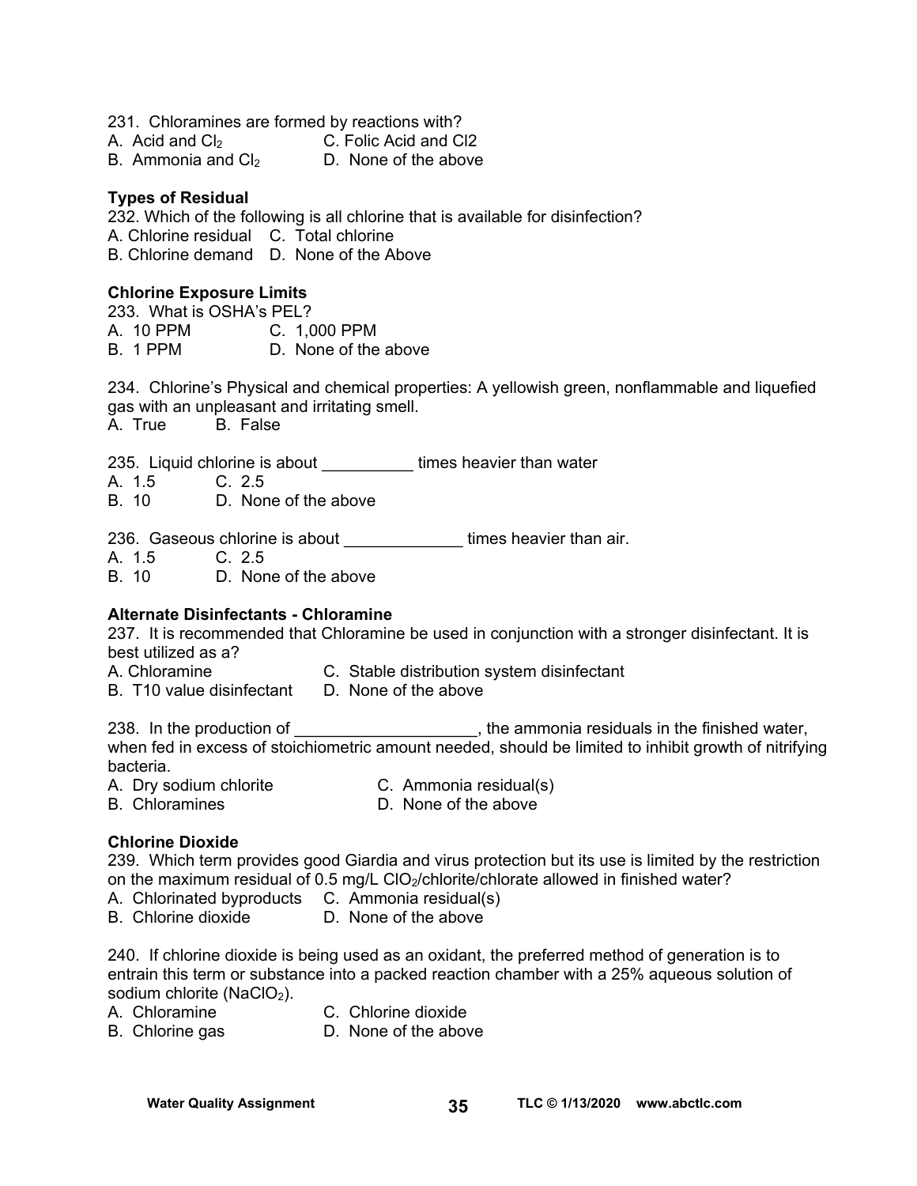231. Chloramines are formed by reactions with?
A. Acid and $Cl_2$ C. Folic Acid and Cl2
B. Ammonia and $Cl_2$ D. None of the above

**Types of Residual**

232. Which of the following is all chlorine that is available for disinfection?
A. Chlorine residual C. Total chlorine
B. Chlorine demand D. None of the Above

**Chlorine Exposure Limits**

233. What is OSHA's PEL?
A. 10 PPM C. 1,000 PPM
B. 1 PPM D. None of the above

234. Chlorine's Physical and chemical properties: A yellowish green, nonflammable and liquefied gas with an unpleasant and irritating smell.
A. True B. False

235. Liquid chlorine is about __________ times heavier than water
A. 1.5 C. 2.5
B. 10 D. None of the above

236. Gaseous chlorine is about _____________ times heavier than air.
A. 1.5 C. 2.5
B. 10 D. None of the above

**Alternate Disinfectants - Chloramine**

237. It is recommended that Chloramine be used in conjunction with a stronger disinfectant. It is best utilized as a?
A. Chloramine C. Stable distribution system disinfectant
B. T10 value disinfectant D. None of the above

238. In the production of ____________________, the ammonia residuals in the finished water, when fed in excess of stoichiometric amount needed, should be limited to inhibit growth of nitrifying bacteria.
A. Dry sodium chlorite C. Ammonia residual(s)
B. Chloramines D. None of the above

**Chlorine Dioxide**

239. Which term provides good Giardia and virus protection but its use is limited by the restriction on the maximum residual of 0.5 mg/L $ClO_2$/chlorite/chlorate allowed in finished water?
A. Chlorinated byproducts C. Ammonia residual(s)
B. Chlorine dioxide D. None of the above

240. If chlorine dioxide is being used as an oxidant, the preferred method of generation is to entrain this term or substance into a packed reaction chamber with a 25% aqueous solution of sodium chlorite ($NaClO_2$).
A. Chloramine C. Chlorine dioxide
B. Chlorine gas D. None of the above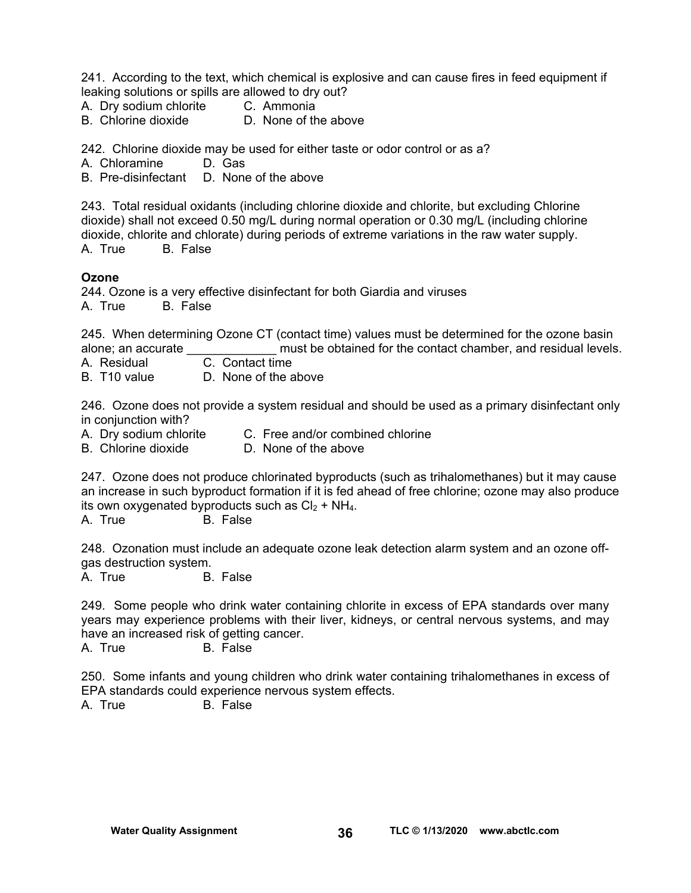241. According to the text, which chemical is explosive and can cause fires in feed equipment if leaking solutions or spills are allowed to dry out?
A. Dry sodium chlorite  C. Ammonia
B. Chlorine dioxide  D. None of the above

242. Chlorine dioxide may be used for either taste or odor control or as a?
A. Chloramine  D. Gas
B. Pre-disinfectant  D. None of the above

243. Total residual oxidants (including chlorine dioxide and chlorite, but excluding Chlorine dioxide) shall not exceed 0.50 mg/L during normal operation or 0.30 mg/L (including chlorine dioxide, chlorite and chlorate) during periods of extreme variations in the raw water supply.
A. True  B. False

**Ozone**

244. Ozone is a very effective disinfectant for both Giardia and viruses
A. True  B. False

245. When determining Ozone CT (contact time) values must be determined for the ozone basin alone; an accurate _____________ must be obtained for the contact chamber, and residual levels.
A. Residual  C. Contact time
B. T10 value  D. None of the above

246. Ozone does not provide a system residual and should be used as a primary disinfectant only in conjunction with?
A. Dry sodium chlorite  C. Free and/or combined chlorine
B. Chlorine dioxide  D. None of the above

247. Ozone does not produce chlorinated byproducts (such as trihalomethanes) but it may cause an increase in such byproduct formation if it is fed ahead of free chlorine; ozone may also produce its own oxygenated byproducts such as $Cl_2 + NH_4$.
A. True  B. False

248. Ozonation must include an adequate ozone leak detection alarm system and an ozone off-gas destruction system.
A. True  B. False

249. Some people who drink water containing chlorite in excess of EPA standards over many years may experience problems with their liver, kidneys, or central nervous systems, and may have an increased risk of getting cancer.
A. True  B. False

250. Some infants and young children who drink water containing trihalomethanes in excess of EPA standards could experience nervous system effects.
A. True  B. False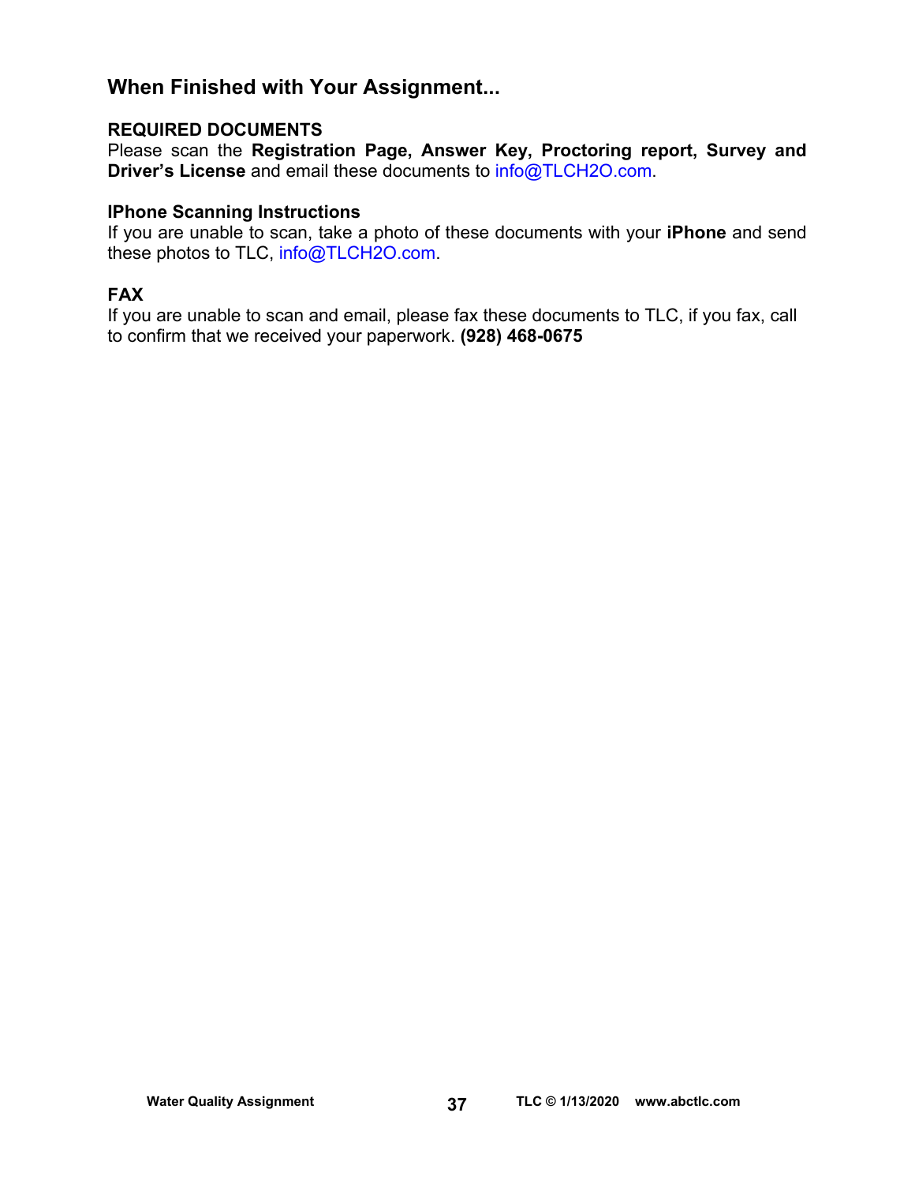## When Finished with Your Assignment...

**REQUIRED DOCUMENTS**
Please scan the **Registration Page, Answer Key, Proctoring report, Survey and Driver's License** and email these documents to info@TLCH2O.com.

**IPhone Scanning Instructions**
If you are unable to scan, take a photo of these documents with your **iPhone** and send these photos to TLC, info@TLCH2O.com.

**FAX**
If you are unable to scan and email, please fax these documents to TLC, if you fax, call to confirm that we received your paperwork. **(928) 468-0675**